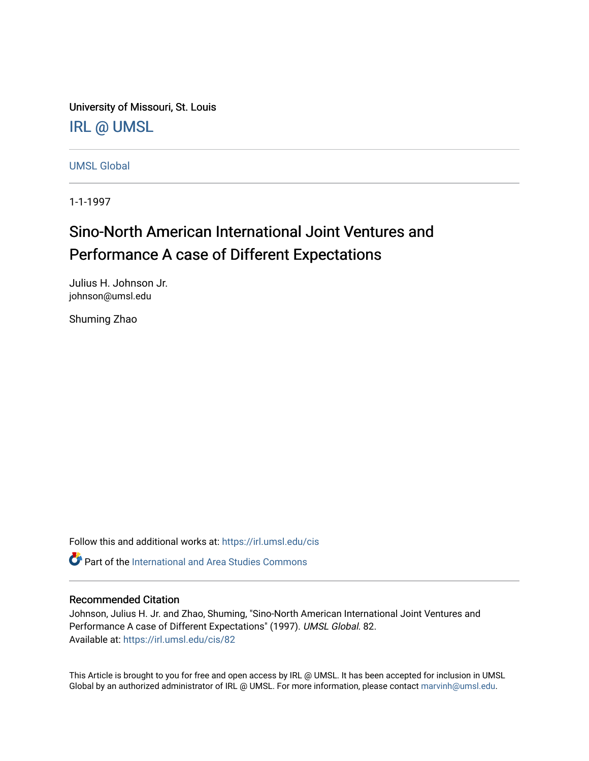University of Missouri, St. Louis

IRL @ UMSL

UMSL Global

1-1-1997

# Sino-North American International Joint Ventures and Performance A case of Different Expectations

Julius H. Johnson Jr.
johnson@umsl.edu

Shuming Zhao

Follow this and additional works at: https://irl.umsl.edu/cis

Part of the International and Area Studies Commons

## Recommended Citation

Johnson, Julius H. Jr. and Zhao, Shuming, "Sino-North American International Joint Ventures and Performance A case of Different Expectations" (1997). *UMSL Global*. 82.
Available at: https://irl.umsl.edu/cis/82

This Article is brought to you for free and open access by IRL @ UMSL. It has been accepted for inclusion in UMSL Global by an authorized administrator of IRL @ UMSL. For more information, please contact marvinh@umsl.edu.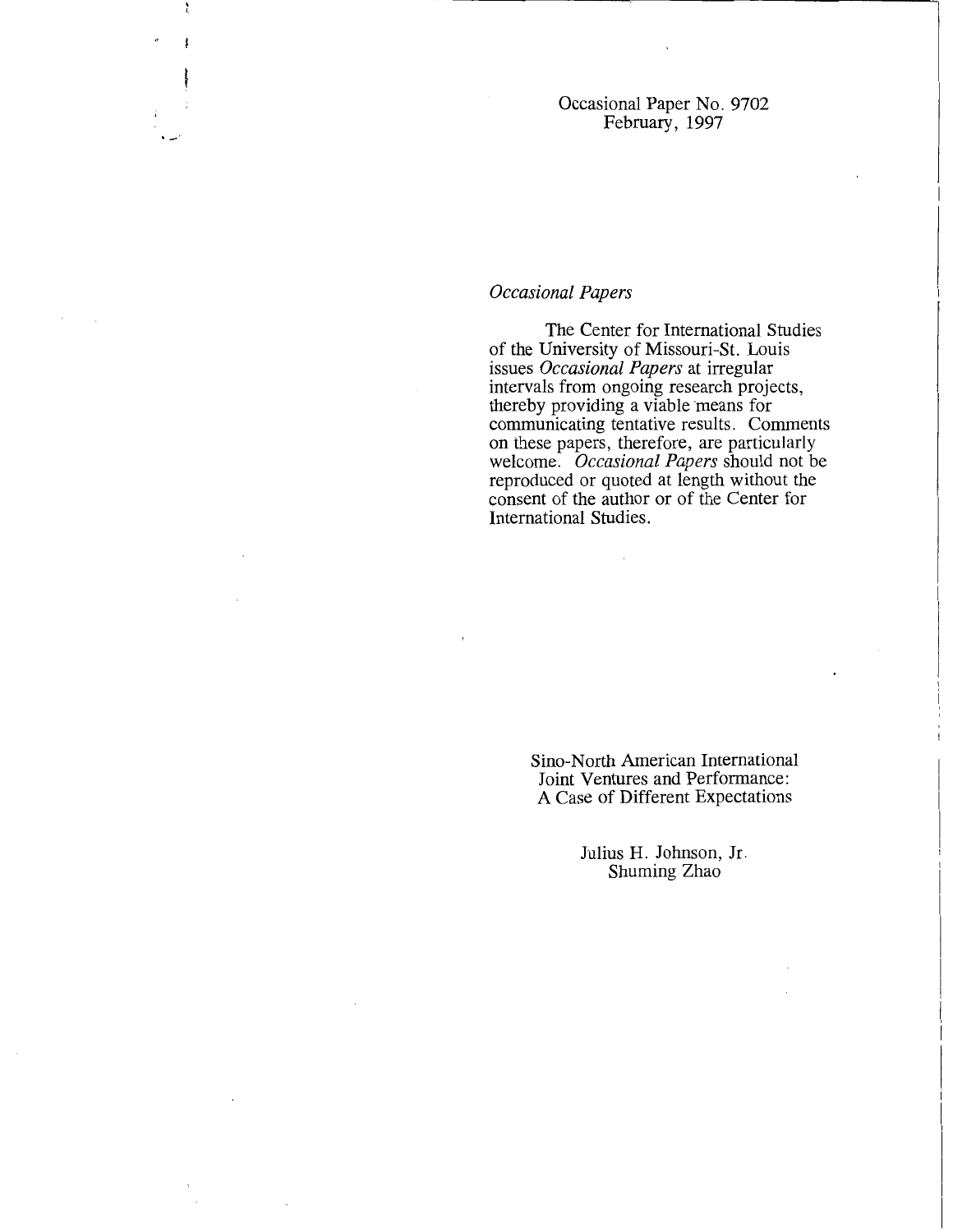Occasional Paper No. 9702
February, 1997

*Occasional Papers*

The Center for International Studies of the University of Missouri-St. Louis issues *Occasional Papers* at irregular intervals from ongoing research projects, thereby providing a viable means for communicating tentative results. Comments on these papers, therefore, are particularly welcome. *Occasional Papers* should not be reproduced or quoted at length without the consent of the author or of the Center for International Studies.

Sino-North American International Joint Ventures and Performance: A Case of Different Expectations

Julius H. Johnson, Jr.
Shuming Zhao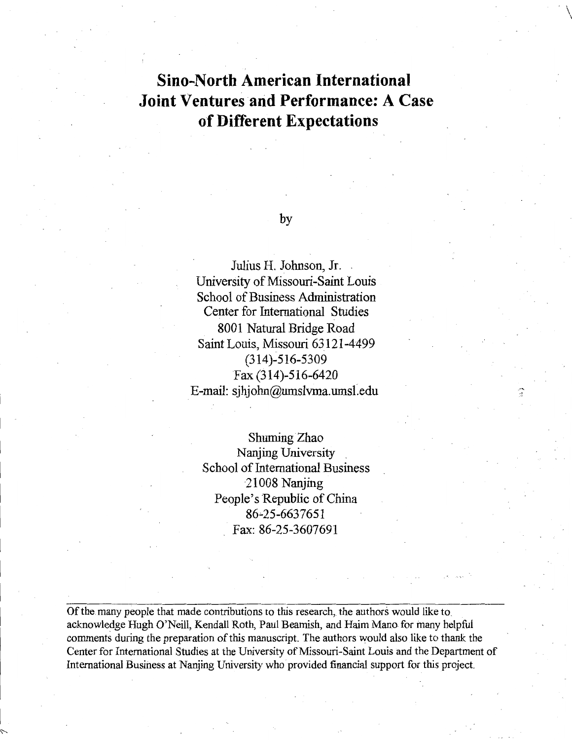# Sino-North American International Joint Ventures and Performance: A Case of Different Expectations

by

Julius H. Johnson, Jr.
University of Missouri-Saint Louis
School of Business Administration
Center for International Studies
8001 Natural Bridge Road
Saint Louis, Missouri 63121-4499
(314)-516-5309
Fax (314)-516-6420
E-mail: sjhjohn@umslvma.umsl.edu

Shuming Zhao
Nanjing University
School of International Business
21008 Nanjing
People's Republic of China
86-25-6637651
Fax: 86-25-3607691

---

Of the many people that made contributions to this research, the authors would like to acknowledge Hugh O'Neill, Kendall Roth, Paul Beamish, and Haim Mano for many helpful comments during the preparation of this manuscript. The authors would also like to thank the Center for International Studies at the University of Missouri-Saint Louis and the Department of International Business at Nanjing University who provided financial support for this project.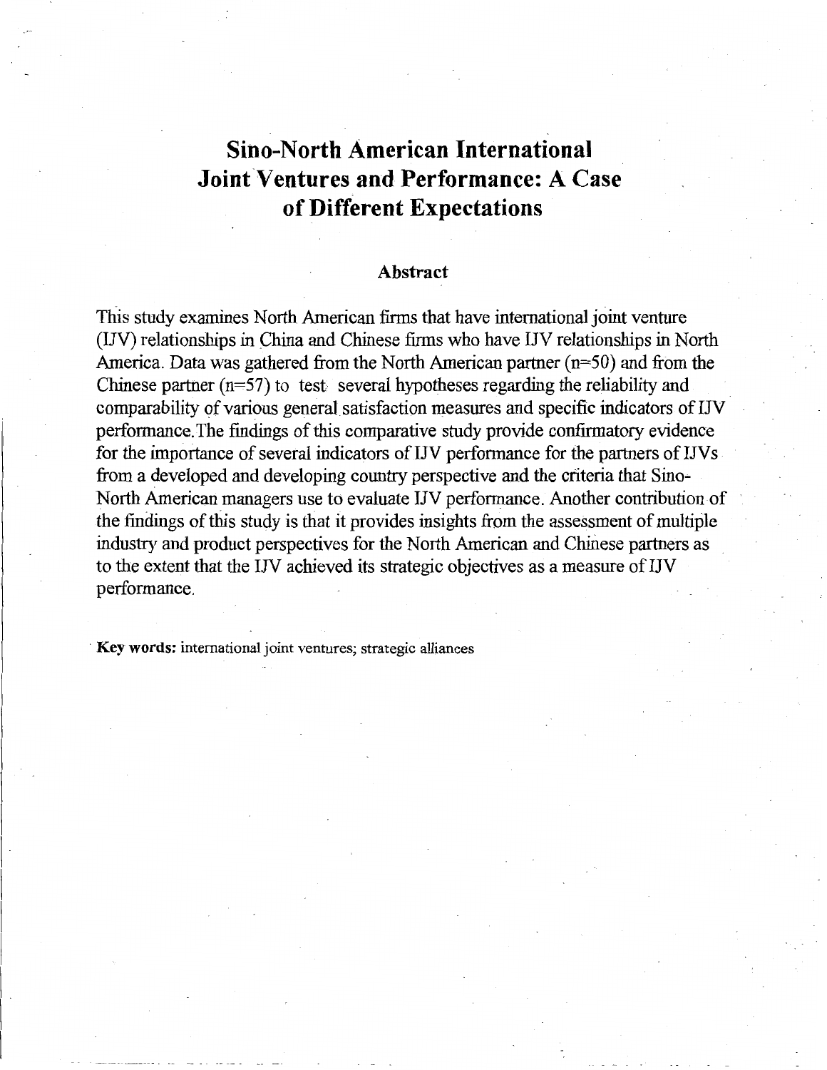# Sino-North American International Joint Ventures and Performance: A Case of Different Expectations

## Abstract

This study examines North American firms that have international joint venture (IJV) relationships in China and Chinese firms who have IJV relationships in North America. Data was gathered from the North American partner (n=50) and from the Chinese partner (n=57) to test several hypotheses regarding the reliability and comparability of various general satisfaction measures and specific indicators of IJV performance. The findings of this comparative study provide confirmatory evidence for the importance of several indicators of IJV performance for the partners of IJVs from a developed and developing country perspective and the criteria that Sino-North American managers use to evaluate IJV performance. Another contribution of the findings of this study is that it provides insights from the assessment of multiple industry and product perspectives for the North American and Chinese partners as to the extent that the IJV achieved its strategic objectives as a measure of IJV performance.

**Key words:** international joint ventures; strategic alliances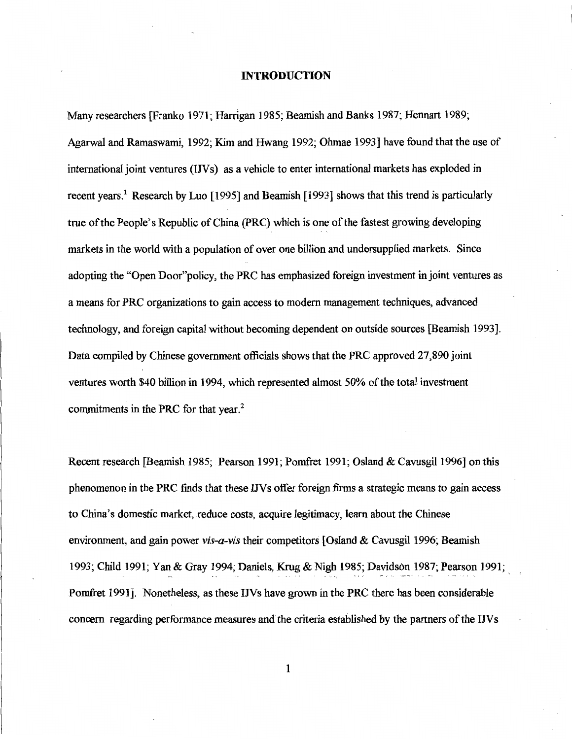# INTRODUCTION

Many researchers [Franko 1971; Harrigan 1985; Beamish and Banks 1987; Hennart 1989; Agarwal and Ramaswami, 1992; Kim and Hwang 1992; Ohmae 1993] have found that the use of international joint ventures (IJVs) as a vehicle to enter international markets has exploded in recent years.[1] Research by Luo [1995] and Beamish [1993] shows that this trend is particularly true of the People's Republic of China (PRC) which is one of the fastest growing developing markets in the world with a population of over one billion and undersupplied markets. Since adopting the "Open Door"policy, the PRC has emphasized foreign investment in joint ventures as a means for PRC organizations to gain access to modern management techniques, advanced technology, and foreign capital without becoming dependent on outside sources [Beamish 1993]. Data compiled by Chinese government officials shows that the PRC approved 27,890 joint ventures worth $40 billion in 1994, which represented almost 50% of the total investment commitments in the PRC for that year.[2]

Recent research [Beamish 1985; Pearson 1991; Pomfret 1991; Osland & Cavusgil 1996] on this phenomenon in the PRC finds that these IJVs offer foreign firms a strategic means to gain access to China's domestic market, reduce costs, acquire legitimacy, learn about the Chinese environment, and gain power *vis-a-vis* their competitors [Osland & Cavusgil 1996; Beamish 1993; Child 1991; Yan & Gray 1994; Daniels, Krug & Nigh 1985; Davidson 1987; Pearson 1991; Pomfret 1991]. Nonetheless, as these IJVs have grown in the PRC there has been considerable concern regarding performance measures and the criteria established by the partners of the IJVs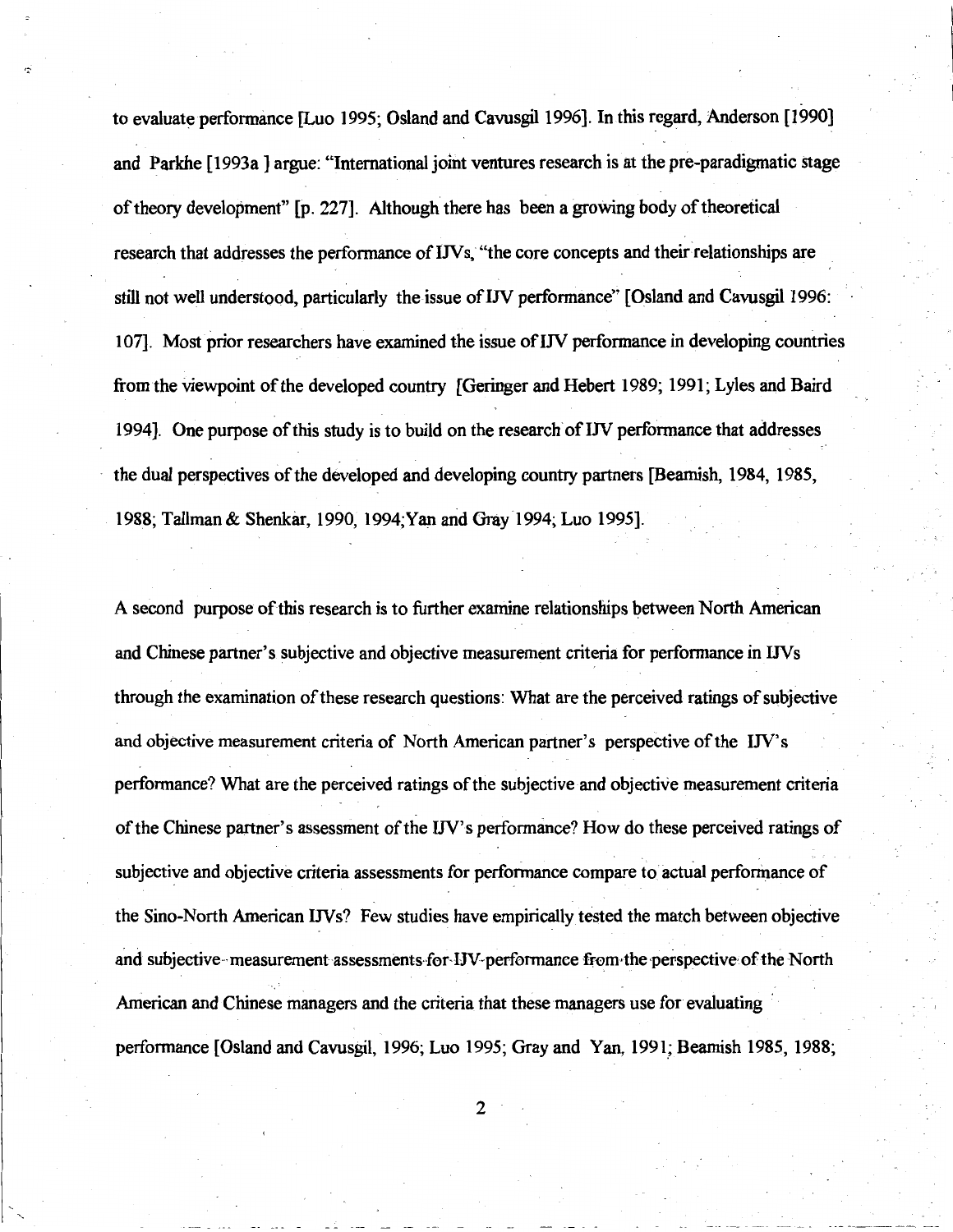to evaluate performance [Luo 1995; Osland and Cavusgil 1996]. In this regard, Anderson [1990] and Parkhe [1993a ] argue: "International joint ventures research is at the pre-paradigmatic stage of theory development" [p. 227]. Although there has been a growing body of theoretical research that addresses the performance of IJVs, "the core concepts and their relationships are still not well understood, particularly the issue of IJV performance" [Osland and Cavusgil 1996: 107]. Most prior researchers have examined the issue of IJV performance in developing countries from the viewpoint of the developed country [Geringer and Hebert 1989; 1991; Lyles and Baird 1994]. One purpose of this study is to build on the research of IJV performance that addresses the dual perspectives of the developed and developing country partners [Beamish, 1984, 1985, 1988; Tallman & Shenkar, 1990, 1994;Yan and Gray 1994; Luo 1995].

A second purpose of this research is to further examine relationships between North American and Chinese partner's subjective and objective measurement criteria for performance in IJVs through the examination of these research questions: What are the perceived ratings of subjective and objective measurement criteria of North American partner's perspective of the IJV's performance? What are the perceived ratings of the subjective and objective measurement criteria of the Chinese partner's assessment of the IJV's performance? How do these perceived ratings of subjective and objective criteria assessments for performance compare to actual performance of the Sino-North American IJVs? Few studies have empirically tested the match between objective and subjective measurement assessments for IJV performance from the perspective of the North American and Chinese managers and the criteria that these managers use for evaluating performance [Osland and Cavusgil, 1996; Luo 1995; Gray and Yan, 1991; Beamish 1985, 1988;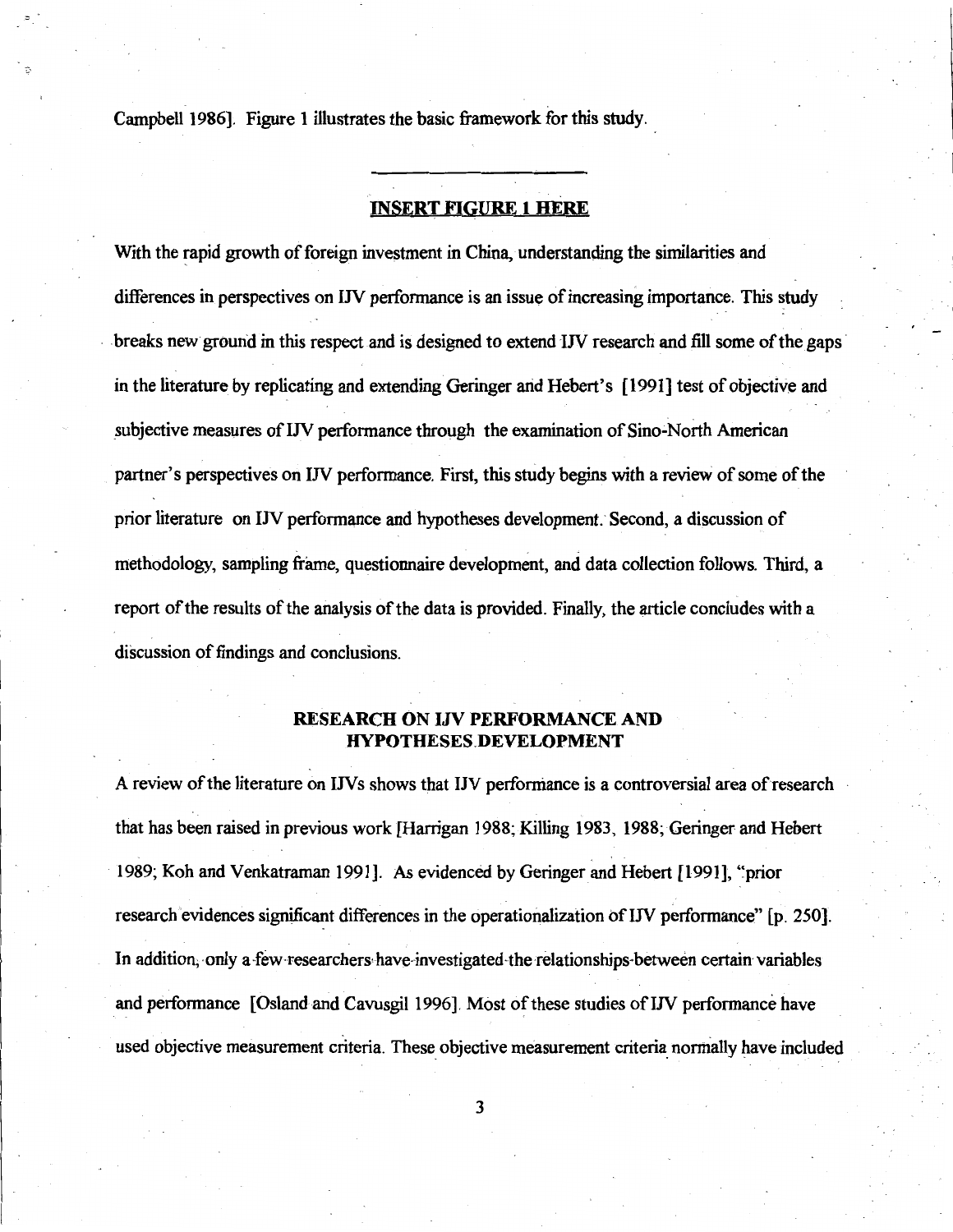Campbell 1986]. Figure 1 illustrates the basic framework for this study.

---

**INSERT FIGURE 1 HERE**

With the rapid growth of foreign investment in China, understanding the similarities and differences in perspectives on IJV performance is an issue of increasing importance. This study breaks new ground in this respect and is designed to extend IJV research and fill some of the gaps in the literature by replicating and extending Geringer and Hebert's [1991] test of objective and subjective measures of IJV performance through the examination of Sino-North American partner's perspectives on IJV performance. First, this study begins with a review of some of the prior literature on IJV performance and hypotheses development. Second, a discussion of methodology, sampling frame, questionnaire development, and data collection follows. Third, a report of the results of the analysis of the data is provided. Finally, the article concludes with a discussion of findings and conclusions.

## RESEARCH ON IJV PERFORMANCE AND HYPOTHESES DEVELOPMENT

A review of the literature on IJVs shows that IJV performance is a controversial area of research that has been raised in previous work [Harrigan 1988; Killing 1983, 1988; Geringer and Hebert 1989; Koh and Venkatraman 1991]. As evidenced by Geringer and Hebert [1991], "prior research evidences significant differences in the operationalization of IJV performance" [p. 250]. In addition, only a few researchers have investigated the relationships between certain variables and performance [Osland and Cavusgil 1996]. Most of these studies of IJV performance have used objective measurement criteria. These objective measurement criteria normally have included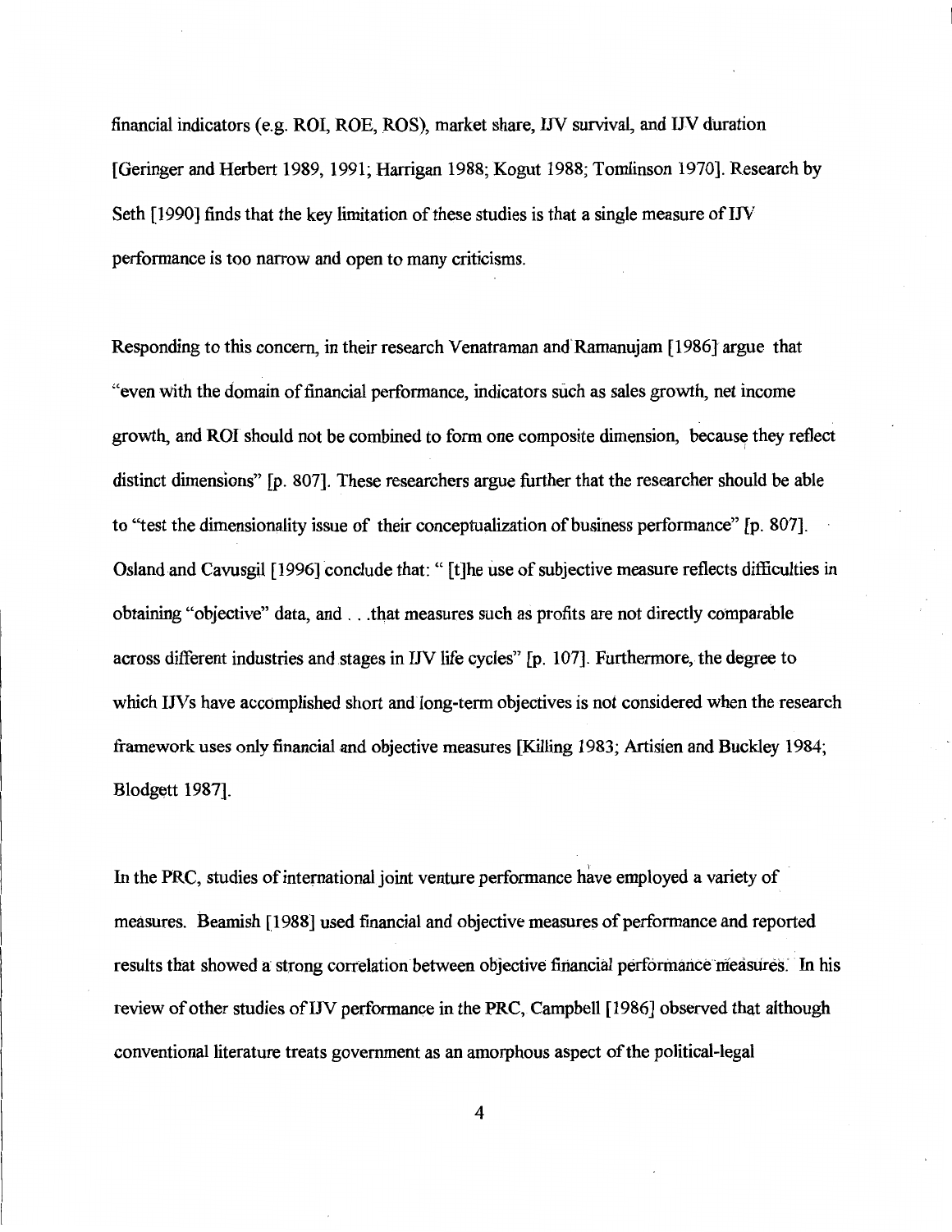financial indicators (e.g. ROI, ROE, ROS), market share, IJV survival, and IJV duration [Geringer and Herbert 1989, 1991; Harrigan 1988; Kogut 1988; Tomlinson 1970]. Research by Seth [1990] finds that the key limitation of these studies is that a single measure of IJV performance is too narrow and open to many criticisms.

Responding to this concern, in their research Venatraman and Ramanujam [1986] argue that "even with the domain of financial performance, indicators such as sales growth, net income growth, and ROI should not be combined to form one composite dimension, because they reflect distinct dimensions" [p. 807]. These researchers argue further that the researcher should be able to "test the dimensionality issue of their conceptualization of business performance" [p. 807]. Osland and Cavusgil [1996] conclude that: " [t]he use of subjective measure reflects difficulties in obtaining "objective" data, and . . .that measures such as profits are not directly comparable across different industries and stages in IJV life cycles" [p. 107]. Furthermore, the degree to which IJVs have accomplished short and long-term objectives is not considered when the research framework uses only financial and objective measures [Killing 1983; Artisien and Buckley 1984; Blodgett 1987].

In the PRC, studies of international joint venture performance have employed a variety of measures. Beamish [1988] used financial and objective measures of performance and reported results that showed a strong correlation between objective financial performance measures. In his review of other studies of IJV performance in the PRC, Campbell [1986] observed that although conventional literature treats government as an amorphous aspect of the political-legal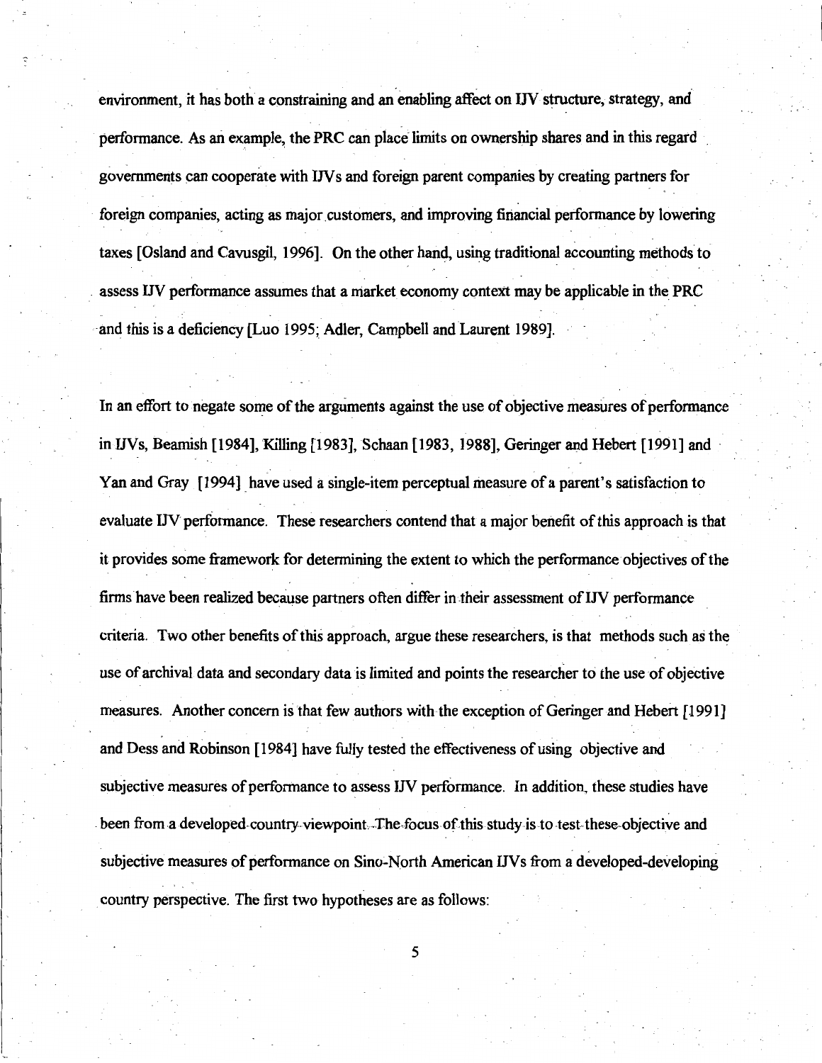environment, it has both a constraining and an enabling affect on IJV structure, strategy, and performance. As an example, the PRC can place limits on ownership shares and in this regard governments can cooperate with IJVs and foreign parent companies by creating partners for foreign companies, acting as major customers, and improving financial performance by lowering taxes [Osland and Cavusgil, 1996]. On the other hand, using traditional accounting methods to assess IJV performance assumes that a market economy context may be applicable in the PRC and this is a deficiency [Luo 1995; Adler, Campbell and Laurent 1989].

In an effort to negate some of the arguments against the use of objective measures of performance in IJVs, Beamish [1984], Killing [1983], Schaan [1983, 1988], Geringer and Hebert [1991] and Yan and Gray [1994] have used a single-item perceptual measure of a parent's satisfaction to evaluate IJV performance. These researchers contend that a major benefit of this approach is that it provides some framework for determining the extent to which the performance objectives of the firms have been realized because partners often differ in their assessment of IJV performance criteria. Two other benefits of this approach, argue these researchers, is that methods such as the use of archival data and secondary data is limited and points the researcher to the use of objective measures. Another concern is that few authors with the exception of Geringer and Hebert [1991] and Dess and Robinson [1984] have fully tested the effectiveness of using objective and subjective measures of performance to assess IJV performance. In addition, these studies have been from a developed country viewpoint. The focus of this study is to test these objective and subjective measures of performance on Sino-North American IJVs from a developed-developing country perspective. The first two hypotheses are as follows: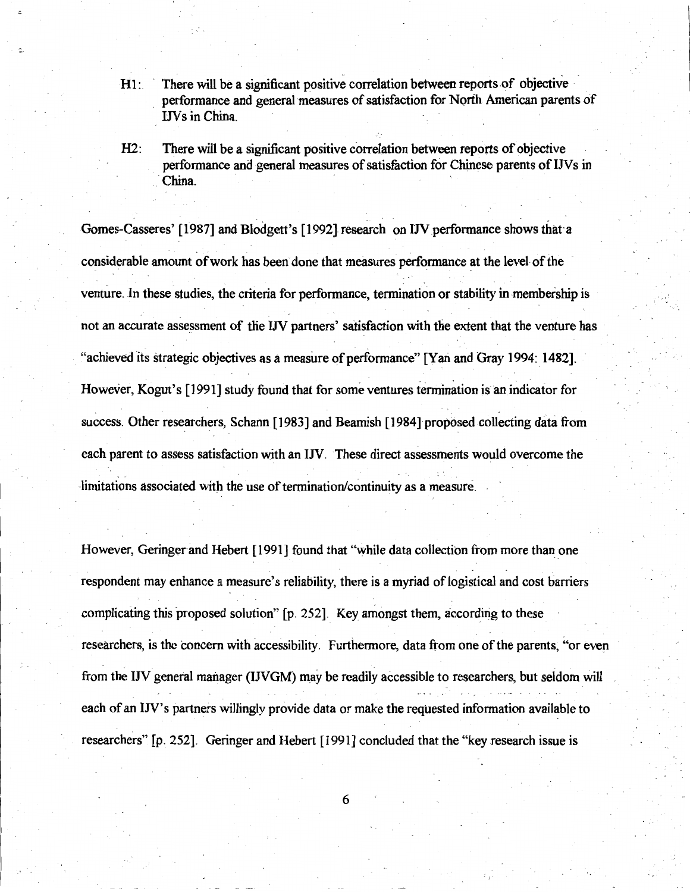H1: There will be a significant positive correlation between reports of objective performance and general measures of satisfaction for North American parents of IJVs in China.

H2: There will be a significant positive correlation between reports of objective performance and general measures of satisfaction for Chinese parents of IJVs in China.

Gomes-Casseres' [1987] and Blodgett's [1992] research on IJV performance shows that a considerable amount of work has been done that measures performance at the level of the venture. In these studies, the criteria for performance, termination or stability in membership is not an accurate assessment of the IJV partners' satisfaction with the extent that the venture has "achieved its strategic objectives as a measure of performance" [Yan and Gray 1994: 1482]. However, Kogut's [1991] study found that for some ventures termination is an indicator for success. Other researchers, Schann [1983] and Beamish [1984] proposed collecting data from each parent to assess satisfaction with an IJV. These direct assessments would overcome the limitations associated with the use of termination/continuity as a measure.

However, Geringer and Hebert [1991] found that "while data collection from more than one respondent may enhance a measure's reliability, there is a myriad of logistical and cost barriers complicating this proposed solution" [p. 252]. Key amongst them, according to these researchers, is the concern with accessibility. Furthermore, data from one of the parents, "or even from the IJV general manager (IJVGM) may be readily accessible to researchers, but seldom will each of an IJV's partners willingly provide data or make the requested information available to researchers" [p. 252]. Geringer and Hebert [1991] concluded that the "key research issue is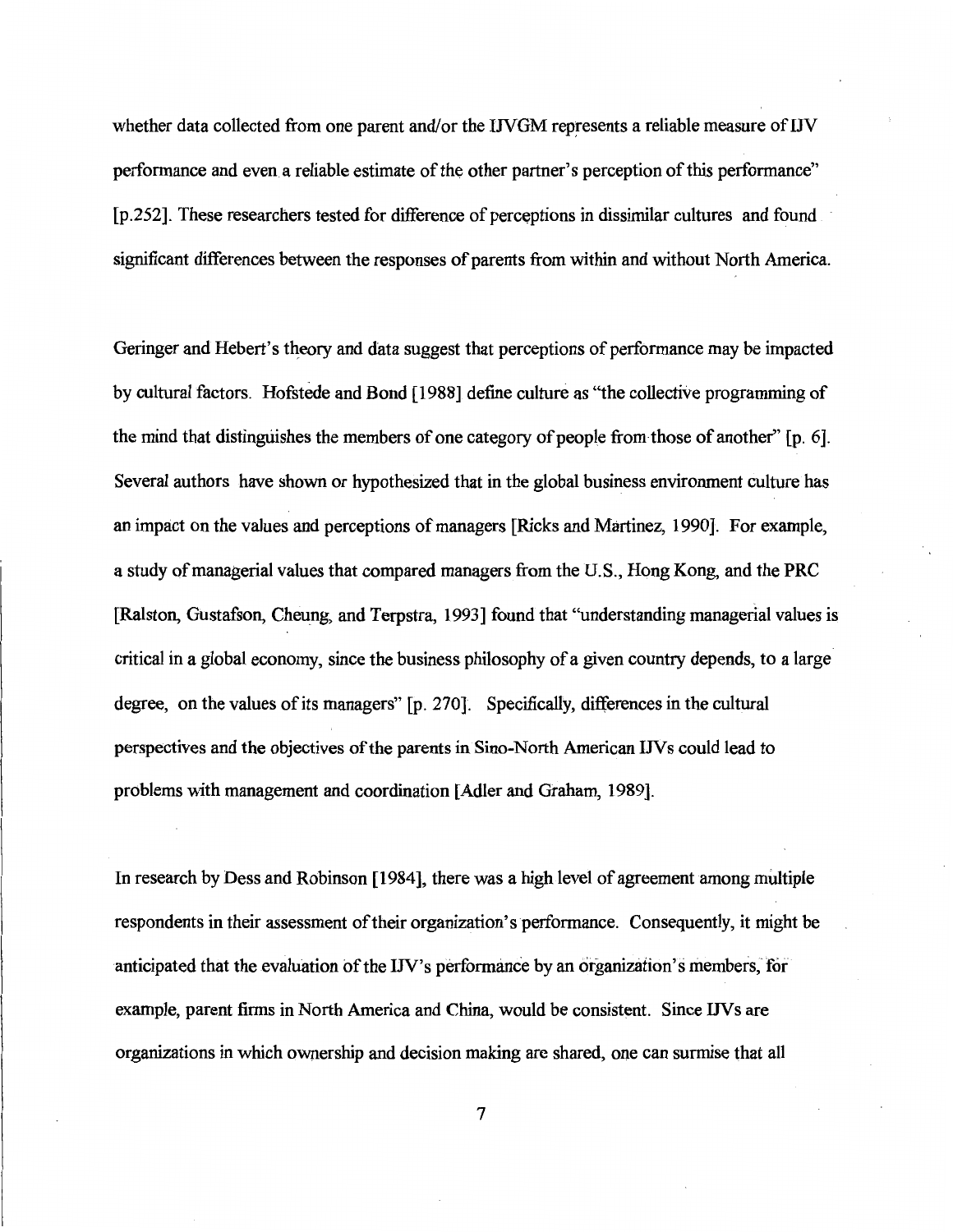whether data collected from one parent and/or the IJVGM represents a reliable measure of IJV performance and even a reliable estimate of the other partner's perception of this performance" [p.252]. These researchers tested for difference of perceptions in dissimilar cultures and found significant differences between the responses of parents from within and without North America.

Geringer and Hebert's theory and data suggest that perceptions of performance may be impacted by cultural factors. Hofstede and Bond [1988] define culture as "the collective programming of the mind that distinguishes the members of one category of people from those of another" [p. 6]. Several authors have shown or hypothesized that in the global business environment culture has an impact on the values and perceptions of managers [Ricks and Martinez, 1990]. For example, a study of managerial values that compared managers from the U.S., Hong Kong, and the PRC [Ralston, Gustafson, Cheung, and Terpstra, 1993] found that "understanding managerial values is critical in a global economy, since the business philosophy of a given country depends, to a large degree, on the values of its managers" [p. 270]. Specifically, differences in the cultural perspectives and the objectives of the parents in Sino-North American IJVs could lead to problems with management and coordination [Adler and Graham, 1989].

In research by Dess and Robinson [1984], there was a high level of agreement among multiple respondents in their assessment of their organization's performance. Consequently, it might be anticipated that the evaluation of the IJV's performance by an organization's members, for example, parent firms in North America and China, would be consistent. Since IJVs are organizations in which ownership and decision making are shared, one can surmise that all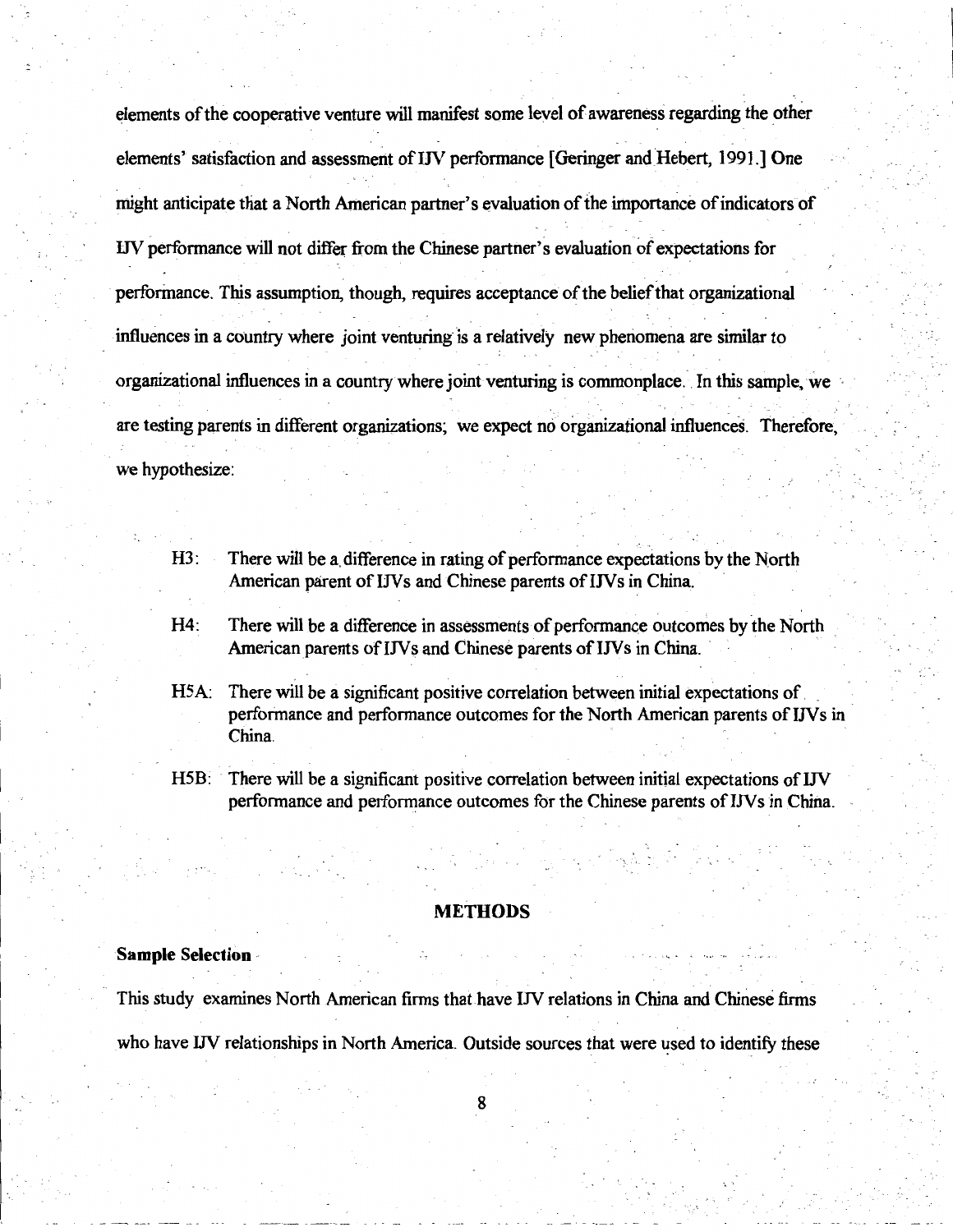elements of the cooperative venture will manifest some level of awareness regarding the other elements' satisfaction and assessment of IJV performance [Geringer and Hebert, 1991.] One might anticipate that a North American partner's evaluation of the importance of indicators of IJV performance will not differ from the Chinese partner's evaluation of expectations for performance. This assumption, though, requires acceptance of the belief that organizational influences in a country where joint venturing is a relatively new phenomena are similar to organizational influences in a country where joint venturing is commonplace. In this sample, we are testing parents in different organizations; we expect no organizational influences. Therefore, we hypothesize:

- H3: There will be a difference in rating of performance expectations by the North American parent of IJVs and Chinese parents of IJVs in China.
- H4: There will be a difference in assessments of performance outcomes by the North American parents of IJVs and Chinese parents of IJVs in China.
- H5A: There will be a significant positive correlation between initial expectations of performance and performance outcomes for the North American parents of IJVs in China.
- H5B: There will be a significant positive correlation between initial expectations of IJV performance and performance outcomes for the Chinese parents of IJVs in China.

## METHODS

### Sample Selection

This study examines North American firms that have IJV relations in China and Chinese firms who have IJV relationships in North America. Outside sources that were used to identify these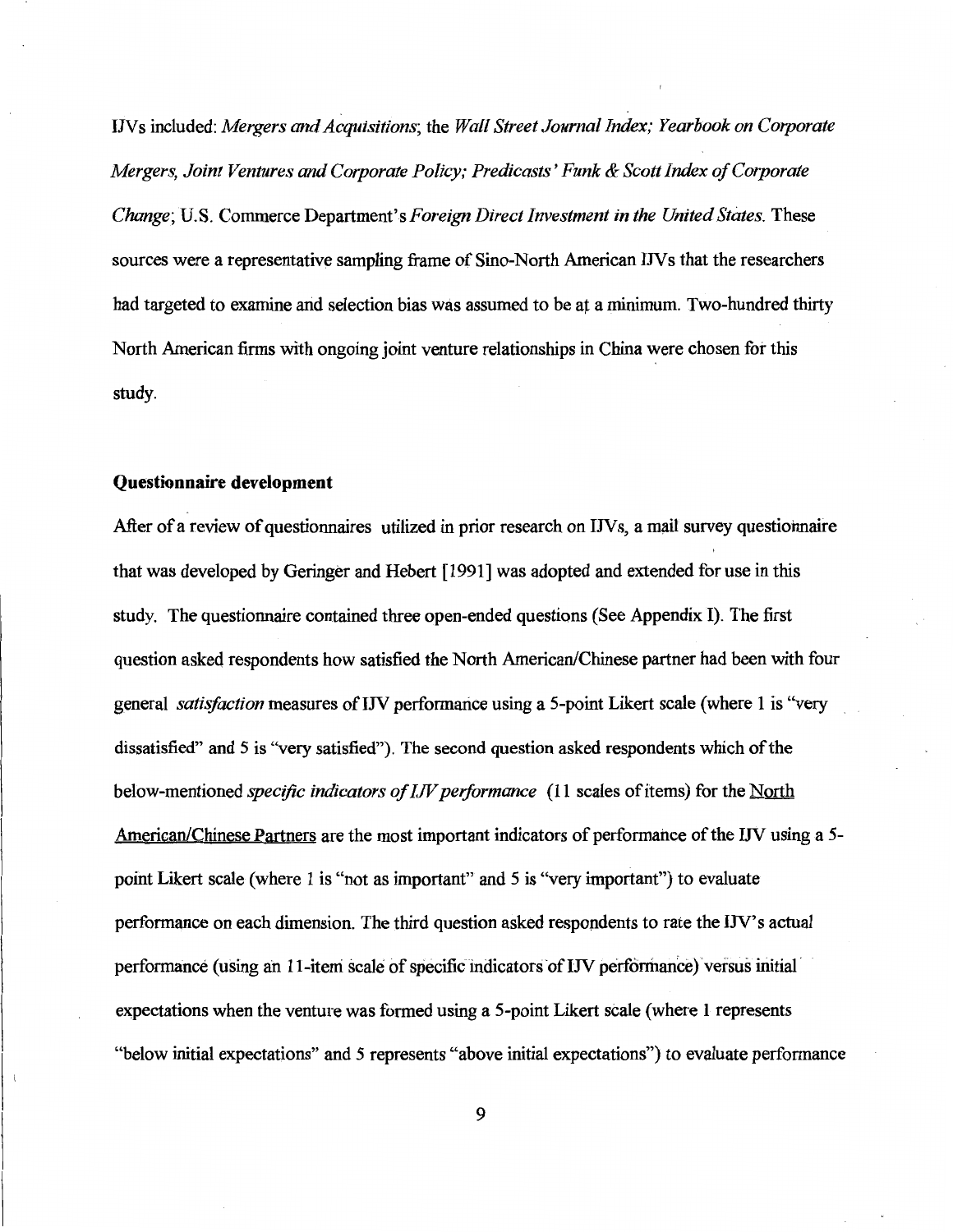IJVs included: *Mergers and Acquisitions*; the *Wall Street Journal Index; Yearbook on Corporate Mergers, Joint Ventures and Corporate Policy; Predicasts' Funk & Scott Index of Corporate Change*; U.S. Commerce Department's *Foreign Direct Investment in the United States*. These sources were a representative sampling frame of Sino-North American IJVs that the researchers had targeted to examine and selection bias was assumed to be at a minimum. Two-hundred thirty North American firms with ongoing joint venture relationships in China were chosen for this study.

### Questionnaire development

After of a review of questionnaires utilized in prior research on IJVs, a mail survey questionnaire that was developed by Geringer and Hebert [1991] was adopted and extended for use in this study. The questionnaire contained three open-ended questions (See Appendix I). The first question asked respondents how satisfied the North American/Chinese partner had been with four general *satisfaction* measures of IJV performance using a 5-point Likert scale (where 1 is "very dissatisfied" and 5 is "very satisfied"). The second question asked respondents which of the below-mentioned *specific indicators of IJV performance* (11 scales of items) for the North American/Chinese Partners are the most important indicators of performance of the IJV using a 5-point Likert scale (where 1 is "not as important" and 5 is "very important") to evaluate performance on each dimension. The third question asked respondents to rate the IJV's actual performance (using an 11-item scale of specific indicators of IJV performance) versus initial expectations when the venture was formed using a 5-point Likert scale (where 1 represents "below initial expectations" and 5 represents "above initial expectations") to evaluate performance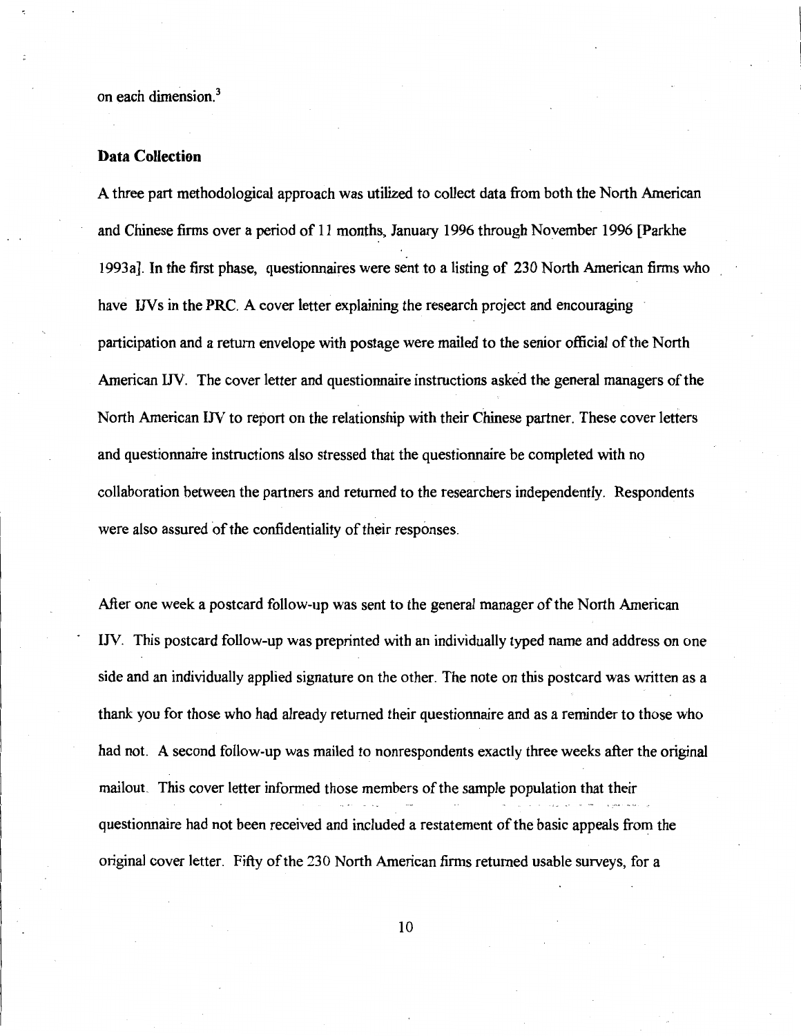on each dimension.[3]

## Data Collection

A three part methodological approach was utilized to collect data from both the North American and Chinese firms over a period of 11 months, January 1996 through November 1996 [Parkhe 1993a]. In the first phase, questionnaires were sent to a listing of 230 North American firms who have IJVs in the PRC. A cover letter explaining the research project and encouraging participation and a return envelope with postage were mailed to the senior official of the North American IJV. The cover letter and questionnaire instructions asked the general managers of the North American IJV to report on the relationship with their Chinese partner. These cover letters and questionnaire instructions also stressed that the questionnaire be completed with no collaboration between the partners and returned to the researchers independently. Respondents were also assured of the confidentiality of their responses.

After one week a postcard follow-up was sent to the general manager of the North American IJV. This postcard follow-up was preprinted with an individually typed name and address on one side and an individually applied signature on the other. The note on this postcard was written as a thank you for those who had already returned their questionnaire and as a reminder to those who had not. A second follow-up was mailed to nonrespondents exactly three weeks after the original mailout. This cover letter informed those members of the sample population that their questionnaire had not been received and included a restatement of the basic appeals from the original cover letter. Fifty of the 230 North American firms returned usable surveys, for a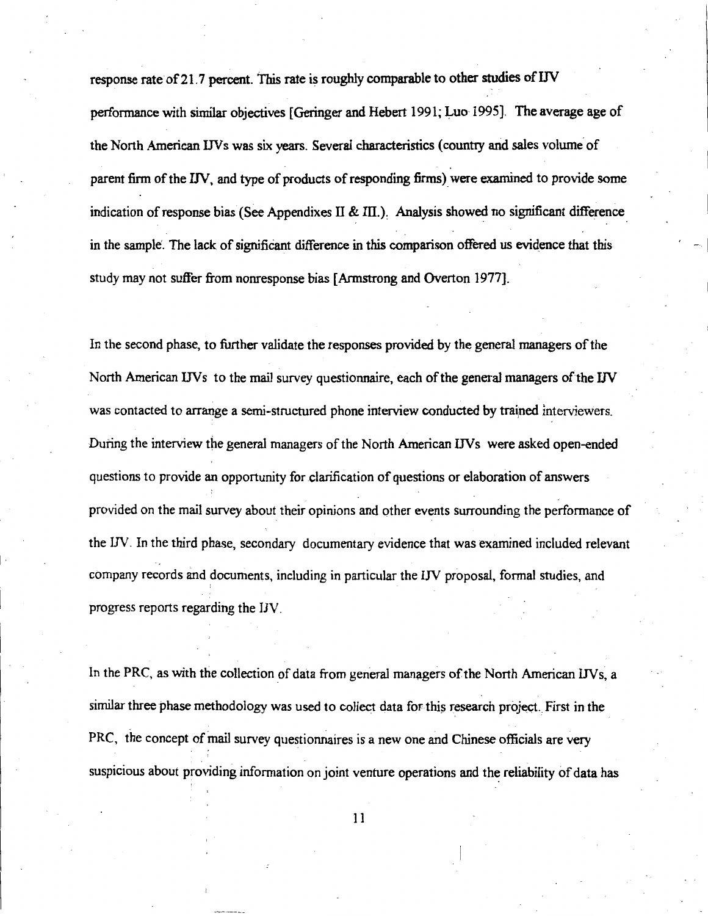response rate of 21.7 percent. This rate is roughly comparable to other studies of IJV performance with similar objectives [Geringer and Hebert 1991; Luo 1995]. The average age of the North American IJVs was six years. Several characteristics (country and sales volume of parent firm of the IJV, and type of products of responding firms) were examined to provide some indication of response bias (See Appendixes II & III.). Analysis showed no significant difference in the sample. The lack of significant difference in this comparison offered us evidence that this study may not suffer from nonresponse bias [Armstrong and Overton 1977].

In the second phase, to further validate the responses provided by the general managers of the North American IJVs to the mail survey questionnaire, each of the general managers of the IJV was contacted to arrange a semi-structured phone interview conducted by trained interviewers. During the interview the general managers of the North American IJVs were asked open-ended questions to provide an opportunity for clarification of questions or elaboration of answers provided on the mail survey about their opinions and other events surrounding the performance of the IJV. In the third phase, secondary documentary evidence that was examined included relevant company records and documents, including in particular the IJV proposal, formal studies, and progress reports regarding the IJV.

In the PRC, as with the collection of data from general managers of the North American IJVs, a similar three phase methodology was used to collect data for this research project. First in the PRC, the concept of mail survey questionnaires is a new one and Chinese officials are very suspicious about providing information on joint venture operations and the reliability of data has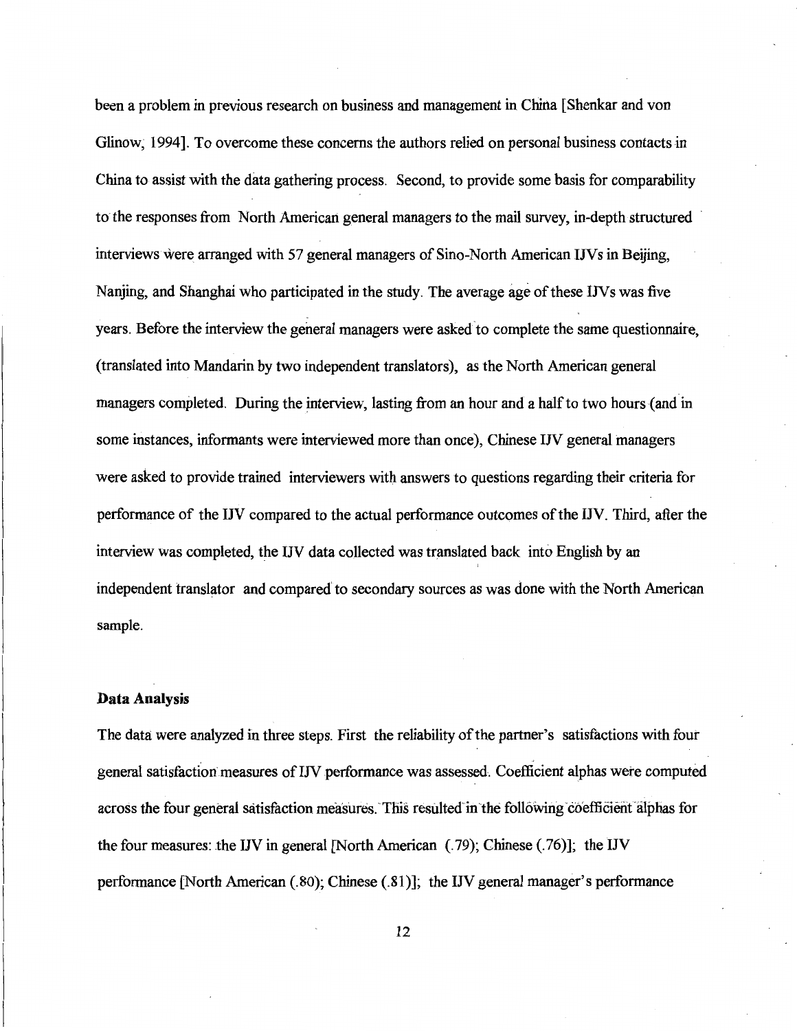been a problem in previous research on business and management in China [Shenkar and von Glinow, 1994]. To overcome these concerns the authors relied on personal business contacts in China to assist with the data gathering process. Second, to provide some basis for comparability to the responses from North American general managers to the mail survey, in-depth structured interviews were arranged with 57 general managers of Sino-North American IJVs in Beijing, Nanjing, and Shanghai who participated in the study. The average age of these IJVs was five years. Before the interview the general managers were asked to complete the same questionnaire, (translated into Mandarin by two independent translators), as the North American general managers completed. During the interview, lasting from an hour and a half to two hours (and in some instances, informants were interviewed more than once), Chinese IJV general managers were asked to provide trained interviewers with answers to questions regarding their criteria for performance of the IJV compared to the actual performance outcomes of the IJV. Third, after the interview was completed, the IJV data collected was translated back into English by an independent translator and compared to secondary sources as was done with the North American sample.

### Data Analysis

The data were analyzed in three steps. First the reliability of the partner's satisfactions with four general satisfaction measures of IJV performance was assessed. Coefficient alphas were computed across the four general satisfaction measures. This resulted in the following coefficient alphas for the four measures: the IJV in general [North American (.79); Chinese (.76)]; the IJV performance [North American (.80); Chinese (.81)]; the IJV general manager's performance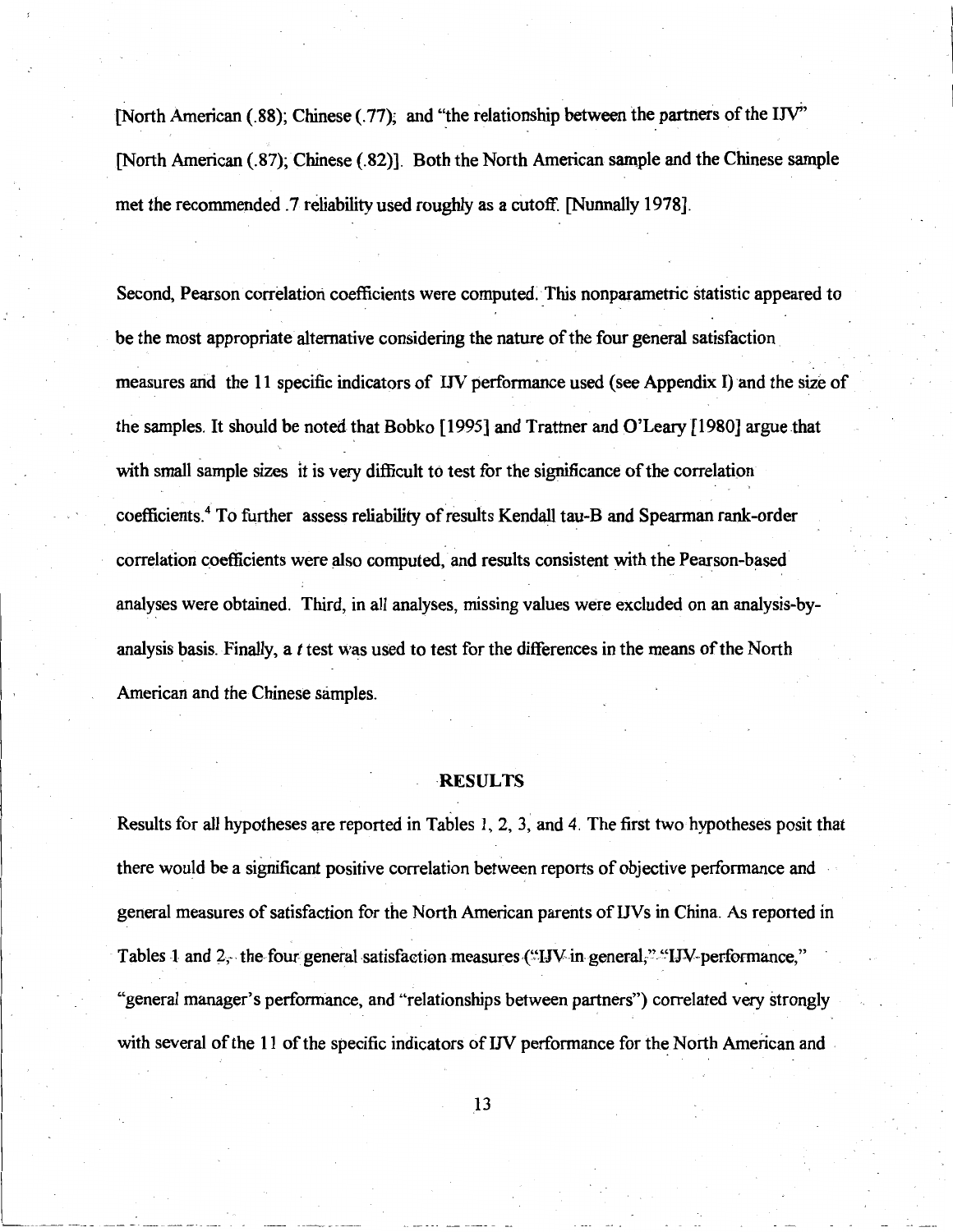[North American (.88); Chinese (.77); and "the relationship between the partners of the IJV" [North American (.87); Chinese (.82)]. Both the North American sample and the Chinese sample met the recommended .7 reliability used roughly as a cutoff. [Nunnally 1978].

Second, Pearson correlation coefficients were computed. This nonparametric statistic appeared to be the most appropriate alternative considering the nature of the four general satisfaction measures and the 11 specific indicators of IJV performance used (see Appendix I) and the size of the samples. It should be noted that Bobko [1995] and Trattner and O'Leary [1980] argue that with small sample sizes it is very difficult to test for the significance of the correlation coefficients.[4] To further assess reliability of results Kendall tau-B and Spearman rank-order correlation coefficients were also computed, and results consistent with the Pearson-based analyses were obtained. Third, in all analyses, missing values were excluded on an analysis-by-analysis basis. Finally, a *t* test was used to test for the differences in the means of the North American and the Chinese samples.

## RESULTS

Results for all hypotheses are reported in Tables 1, 2, 3, and 4. The first two hypotheses posit that there would be a significant positive correlation between reports of objective performance and general measures of satisfaction for the North American parents of IJVs in China. As reported in Tables 1 and 2, the four general satisfaction measures ("IJV in general," "IJV-performance," "general manager's performance, and "relationships between partners") correlated very strongly with several of the 11 of the specific indicators of IJV performance for the North American and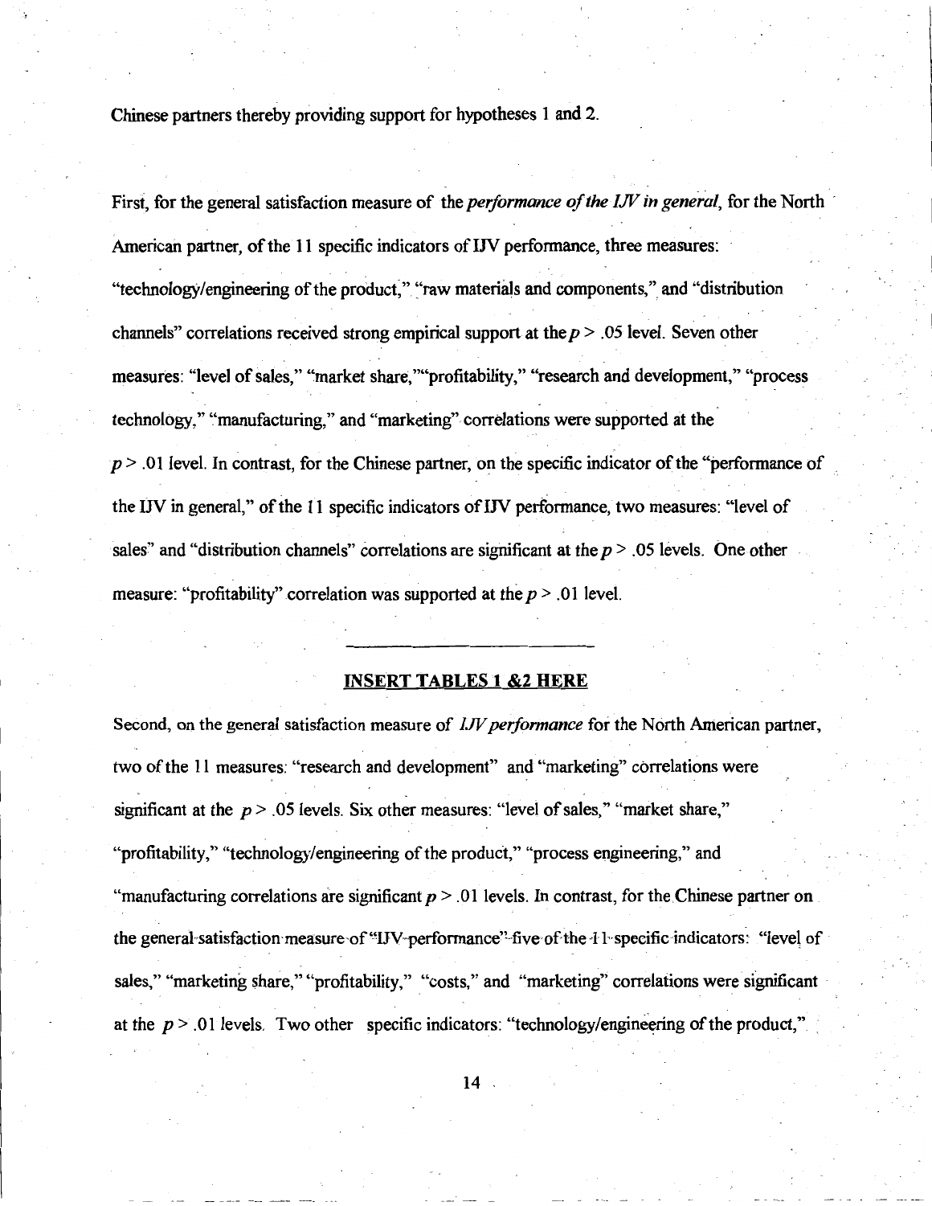Chinese partners thereby providing support for hypotheses 1 and 2.

First, for the general satisfaction measure of the *performance of the IJV in general*, for the North American partner, of the 11 specific indicators of IJV performance, three measures: "technology/engineering of the product," "raw materials and components," and "distribution channels" correlations received strong empirical support at the $p > .05$ level. Seven other measures: "level of sales," "market share,""profitability," "research and development," "process technology," "manufacturing," and "marketing" correlations were supported at the $p > .01$ level. In contrast, for the Chinese partner, on the specific indicator of the "performance of the IJV in general," of the 11 specific indicators of IJV performance, two measures: "level of sales" and "distribution channels" correlations are significant at the $p > .05$ levels. One other measure: "profitability" correlation was supported at the $p > .01$ level.

**INSERT TABLES 1 &2 HERE**

Second, on the general satisfaction measure of *IJV performance* for the North American partner, two of the 11 measures: "research and development" and "marketing" correlations were significant at the $p > .05$ levels. Six other measures: "level of sales," "market share," "profitability," "technology/engineering of the product," "process engineering," and "manufacturing correlations are significant $p > .01$ levels. In contrast, for the Chinese partner on the general satisfaction measure of "IJV performance" five of the 11 specific indicators: "level of sales," "marketing share," "profitability," "costs," and "marketing" correlations were significant at the $p > .01$ levels. Two other specific indicators: "technology/engineering of the product,"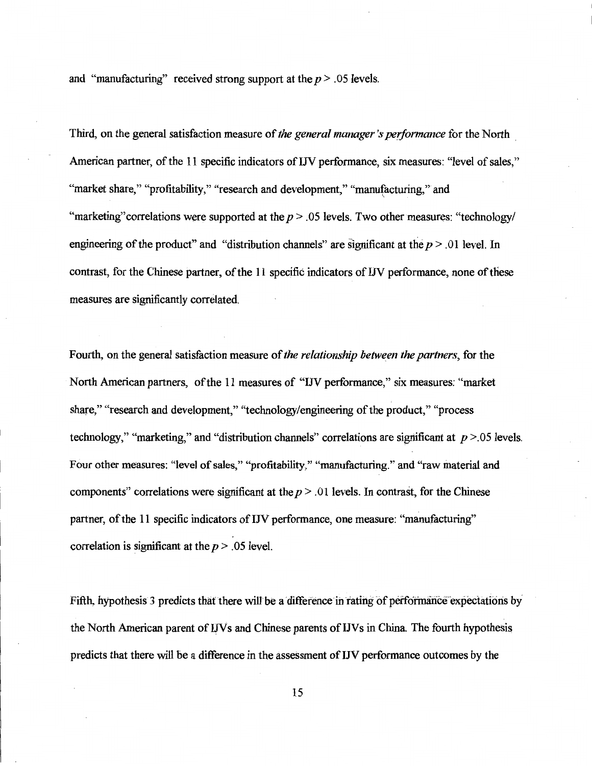and "manufacturing" received strong support at the $p > .05$ levels.

Third, on the general satisfaction measure of *the general manager's performance* for the North American partner, of the 11 specific indicators of IJV performance, six measures: "level of sales," "market share," "profitability," "research and development," "manufacturing," and "marketing"correlations were supported at the $p > .05$ levels. Two other measures: "technology/ engineering of the product" and "distribution channels" are significant at the $p > .01$ level. In contrast, for the Chinese partner, of the 11 specific indicators of IJV performance, none of these measures are significantly correlated.

Fourth, on the general satisfaction measure of *the relationship between the partners*, for the North American partners, of the 11 measures of "IJV performance," six measures: "market share," "research and development," "technology/engineering of the product," "process technology," "marketing," and "distribution channels" correlations are significant at $p > .05$ levels. Four other measures: "level of sales," "profitability," "manufacturing." and "raw material and components" correlations were significant at the $p > .01$ levels. In contrast, for the Chinese partner, of the 11 specific indicators of IJV performance, one measure: "manufacturing" correlation is significant at the $p > .05$ level.

Fifth, hypothesis 3 predicts that there will be a difference in rating of performance expectations by the North American parent of IJVs and Chinese parents of IJVs in China. The fourth hypothesis predicts that there will be a difference in the assessment of IJV performance outcomes by the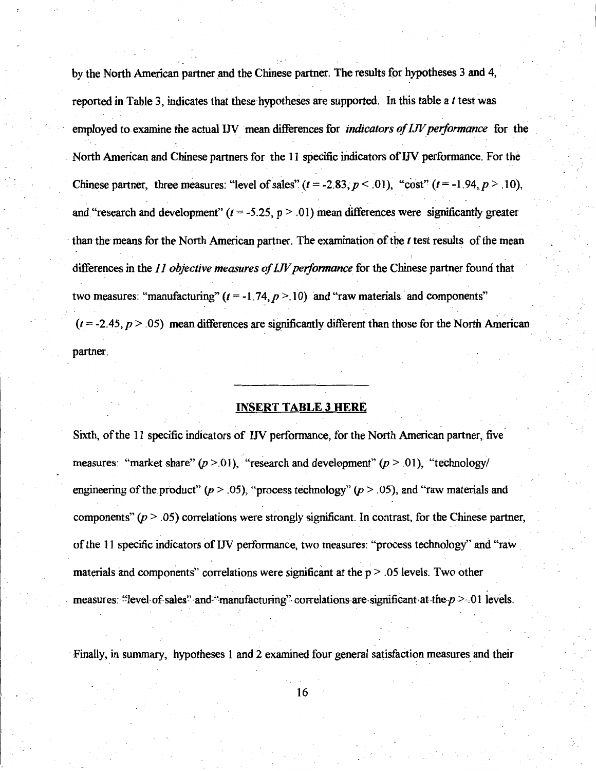by the North American partner and the Chinese partner. The results for hypotheses 3 and 4, reported in Table 3, indicates that these hypotheses are supported. In this table a *t* test was employed to examine the actual IJV mean differences for *indicators of IJV performance* for the North American and Chinese partners for the 11 specific indicators of IJV performance. For the Chinese partner, three measures: "level of sales" ($t = -2.83, p < .01$), "cost" ($t = -1.94, p > .10$), and "research and development" ($t = -5.25$, $p > .01$) mean differences were significantly greater than the means for the North American partner. The examination of the *t* test results of the mean differences in the *11 objective measures of IJV performance* for the Chinese partner found that two measures: "manufacturing" ($t = -1.74, p > .10$) and "raw materials and components" ($t = -2.45, p > .05$) mean differences are significantly different than those for the North American partner.

---

**INSERT TABLE 3 HERE**

Sixth, of the 11 specific indicators of IJV performance, for the North American partner, five measures: "market share" ($p > .01$), "research and development" ($p > .01$), "technology/ engineering of the product" ($p > .05$), "process technology" ($p > .05$), and "raw materials and components" ($p > .05$) correlations were strongly significant. In contrast, for the Chinese partner, of the 11 specific indicators of IJV performance, two measures: "process technology" and "raw materials and components" correlations were significant at the $p > .05$ levels. Two other measures: "level of sales" and "manufacturing" correlations are significant at the $p > .01$ levels.

Finally, in summary, hypotheses 1 and 2 examined four general satisfaction measures and their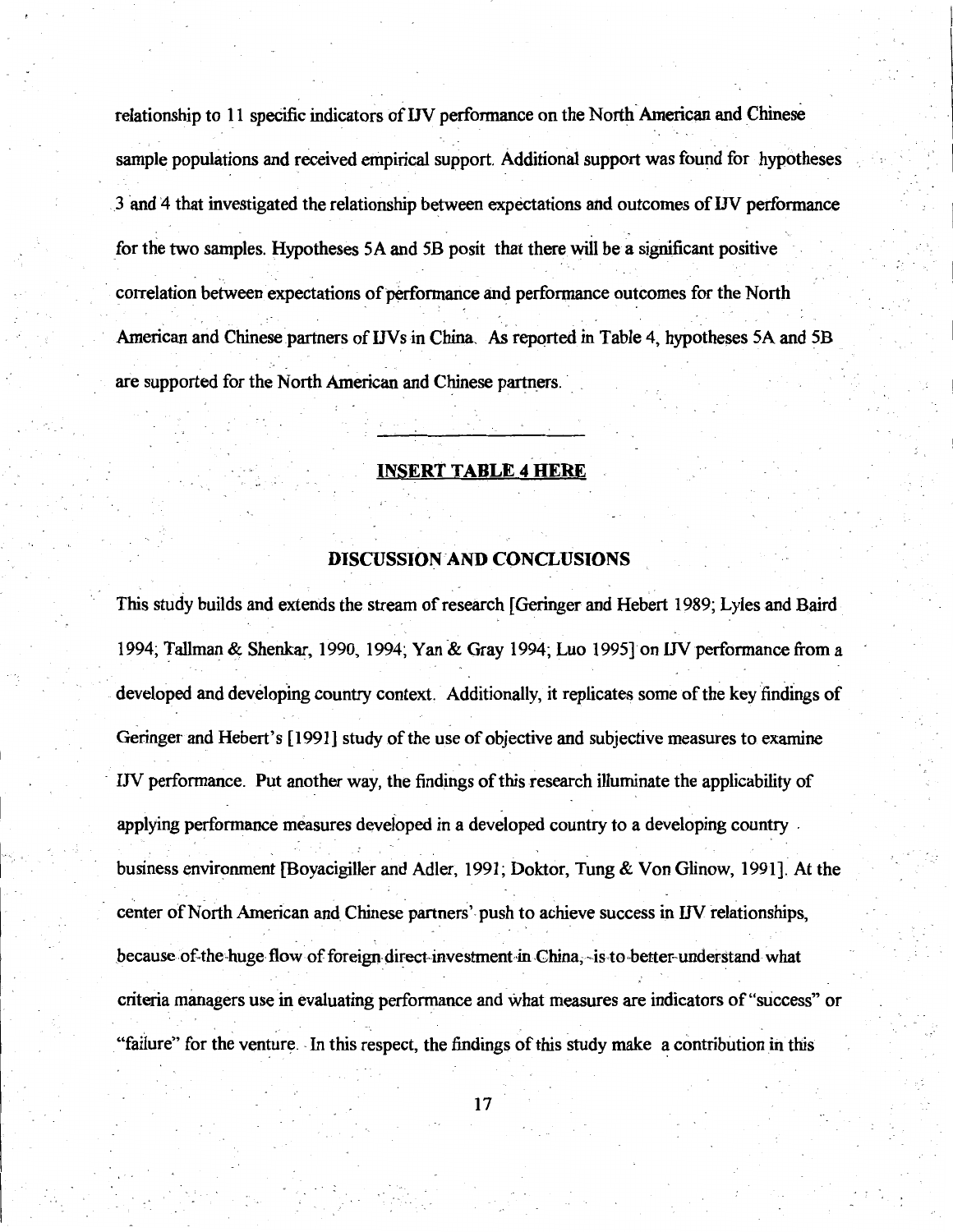relationship to 11 specific indicators of IJV performance on the North American and Chinese sample populations and received empirical support. Additional support was found for hypotheses 3 and 4 that investigated the relationship between expectations and outcomes of IJV performance for the two samples. Hypotheses 5A and 5B posit that there will be a significant positive correlation between expectations of performance and performance outcomes for the North American and Chinese partners of IJVs in China. As reported in Table 4, hypotheses 5A and 5B are supported for the North American and Chinese partners.

---

**INSERT TABLE 4 HERE**

## DISCUSSION AND CONCLUSIONS

This study builds and extends the stream of research [Geringer and Hebert 1989; Lyles and Baird 1994; Tallman & Shenkar, 1990, 1994; Yan & Gray 1994; Luo 1995] on IJV performance from a developed and developing country context. Additionally, it replicates some of the key findings of Geringer and Hebert's [1991] study of the use of objective and subjective measures to examine IJV performance. Put another way, the findings of this research illuminate the applicability of applying performance measures developed in a developed country to a developing country business environment [Boyacigiller and Adler, 1991; Doktor, Tung & Von Glinow, 1991]. At the center of North American and Chinese partners' push to achieve success in IJV relationships, because of the huge flow of foreign direct investment in China, is to better understand what criteria managers use in evaluating performance and what measures are indicators of "success" or "failure" for the venture. In this respect, the findings of this study make a contribution in this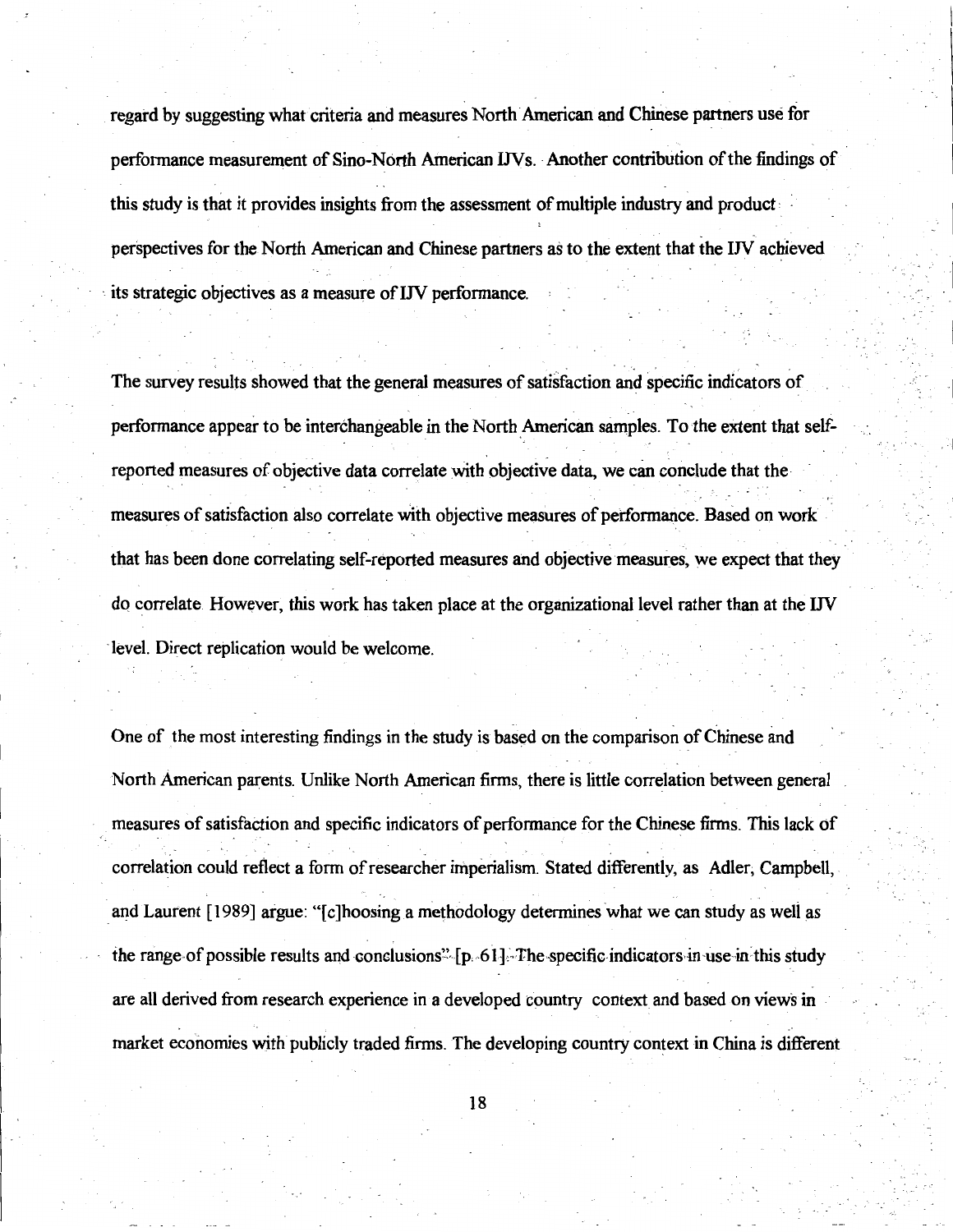regard by suggesting what criteria and measures North American and Chinese partners use for performance measurement of Sino-North American IJVs. Another contribution of the findings of this study is that it provides insights from the assessment of multiple industry and product perspectives for the North American and Chinese partners as to the extent that the IJV achieved its strategic objectives as a measure of IJV performance.

The survey results showed that the general measures of satisfaction and specific indicators of performance appear to be interchangeable in the North American samples. To the extent that self-reported measures of objective data correlate with objective data, we can conclude that the measures of satisfaction also correlate with objective measures of performance. Based on work that has been done correlating self-reported measures and objective measures, we expect that they do correlate. However, this work has taken place at the organizational level rather than at the IJV level. Direct replication would be welcome.

One of the most interesting findings in the study is based on the comparison of Chinese and North American parents. Unlike North American firms, there is little correlation between general measures of satisfaction and specific indicators of performance for the Chinese firms. This lack of correlation could reflect a form of researcher imperialism. Stated differently, as Adler, Campbell, and Laurent [1989] argue: "[c]hoosing a methodology determines what we can study as well as the range of possible results and conclusions" [p. 61]. The specific indicators in use in this study are all derived from research experience in a developed country context and based on views in market economies with publicly traded firms. The developing country context in China is different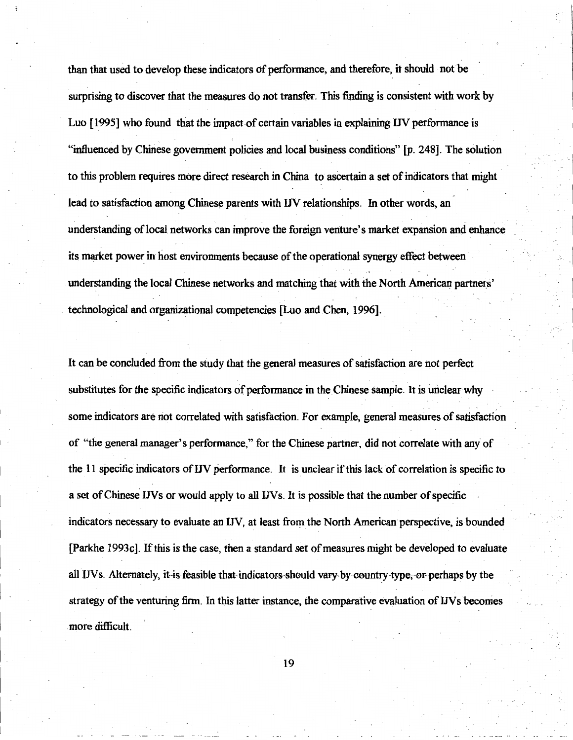than that used to develop these indicators of performance, and therefore, it should not be surprising to discover that the measures do not transfer. This finding is consistent with work by Luo [1995] who found that the impact of certain variables in explaining IJV performance is "influenced by Chinese government policies and local business conditions" [p. 248]. The solution to this problem requires more direct research in China to ascertain a set of indicators that might lead to satisfaction among Chinese parents with IJV relationships. In other words, an understanding of local networks can improve the foreign venture's market expansion and enhance its market power in host environments because of the operational synergy effect between understanding the local Chinese networks and matching that with the North American partners' technological and organizational competencies [Luo and Chen, 1996].

It can be concluded from the study that the general measures of satisfaction are not perfect substitutes for the specific indicators of performance in the Chinese sample. It is unclear why some indicators are not correlated with satisfaction. For example, general measures of satisfaction of "the general manager's performance," for the Chinese partner, did not correlate with any of the 11 specific indicators of IJV performance. It is unclear if this lack of correlation is specific to a set of Chinese IJVs or would apply to all IJVs. It is possible that the number of specific indicators necessary to evaluate an IJV, at least from the North American perspective, is bounded [Parkhe 1993c]. If this is the case, then a standard set of measures might be developed to evaluate all IJVs. Alternately, it is feasible that indicators should vary by country type, or perhaps by the strategy of the venturing firm. In this latter instance, the comparative evaluation of IJVs becomes more difficult.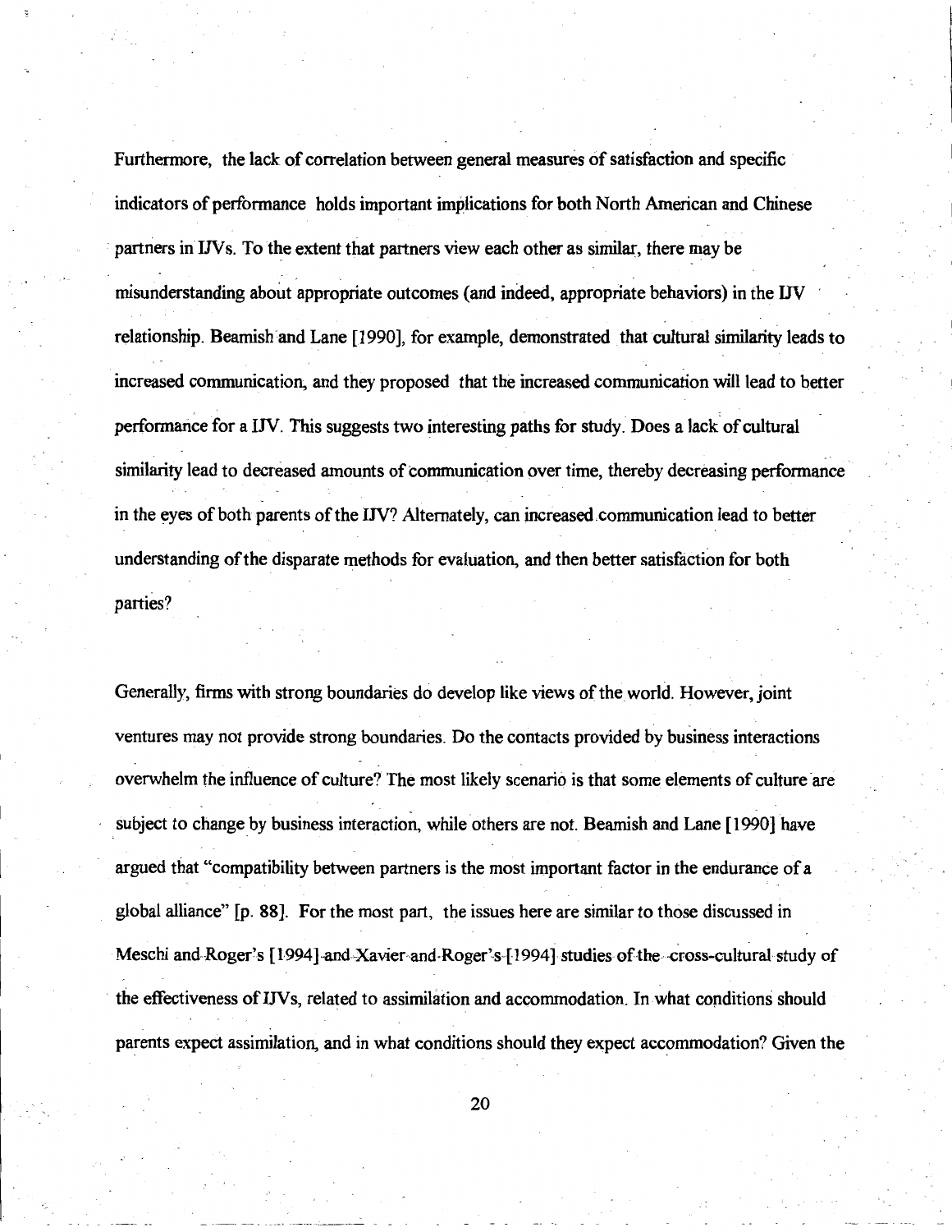Furthermore, the lack of correlation between general measures of satisfaction and specific indicators of performance holds important implications for both North American and Chinese partners in IJVs. To the extent that partners view each other as similar, there may be misunderstanding about appropriate outcomes (and indeed, appropriate behaviors) in the IJV relationship. Beamish and Lane [1990], for example, demonstrated that cultural similarity leads to increased communication, and they proposed that the increased communication will lead to better performance for a IJV. This suggests two interesting paths for study. Does a lack of cultural similarity lead to decreased amounts of communication over time, thereby decreasing performance in the eyes of both parents of the IJV? Alternately, can increased communication lead to better understanding of the disparate methods for evaluation, and then better satisfaction for both parties?

Generally, firms with strong boundaries do develop like views of the world. However, joint ventures may not provide strong boundaries. Do the contacts provided by business interactions overwhelm the influence of culture? The most likely scenario is that some elements of culture are subject to change by business interaction, while others are not. Beamish and Lane [1990] have argued that "compatibility between partners is the most important factor in the endurance of a global alliance" [p. 88]. For the most part, the issues here are similar to those discussed in Meschi and Roger's [1994] and Xavier and Roger's [1994] studies of the cross-cultural study of the effectiveness of IJVs, related to assimilation and accommodation. In what conditions should parents expect assimilation, and in what conditions should they expect accommodation? Given the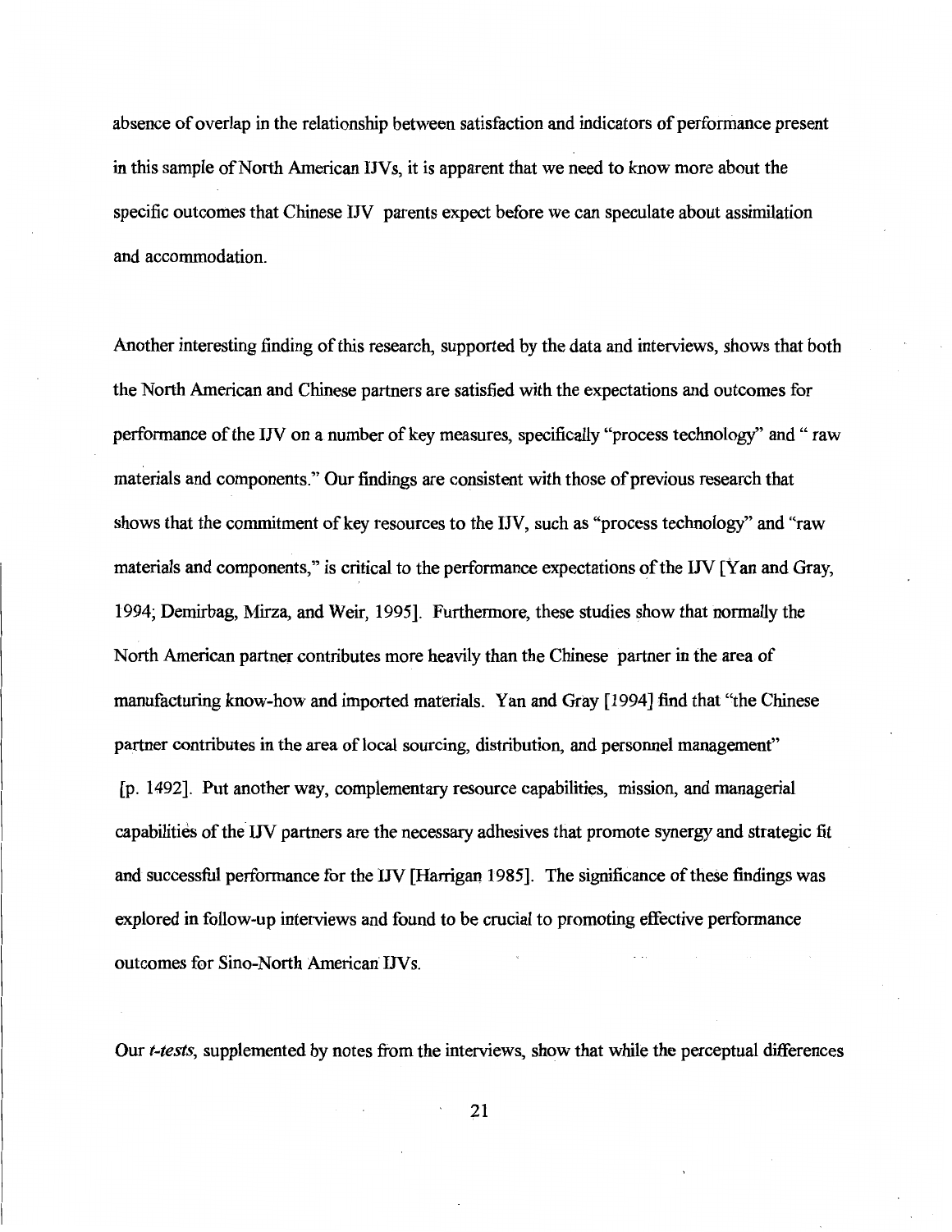absence of overlap in the relationship between satisfaction and indicators of performance present in this sample of North American IJVs, it is apparent that we need to know more about the specific outcomes that Chinese IJV parents expect before we can speculate about assimilation and accommodation.

Another interesting finding of this research, supported by the data and interviews, shows that both the North American and Chinese partners are satisfied with the expectations and outcomes for performance of the IJV on a number of key measures, specifically "process technology" and " raw materials and components." Our findings are consistent with those of previous research that shows that the commitment of key resources to the IJV, such as "process technology" and "raw materials and components," is critical to the performance expectations of the IJV [Yan and Gray, 1994; Demirbag, Mirza, and Weir, 1995]. Furthermore, these studies show that normally the North American partner contributes more heavily than the Chinese partner in the area of manufacturing know-how and imported materials. Yan and Gray [1994] find that "the Chinese partner contributes in the area of local sourcing, distribution, and personnel management" [p. 1492]. Put another way, complementary resource capabilities, mission, and managerial capabilities of the IJV partners are the necessary adhesives that promote synergy and strategic fit and successful performance for the IJV [Harrigan 1985]. The significance of these findings was explored in follow-up interviews and found to be crucial to promoting effective performance outcomes for Sino-North American IJVs.

Our *t-tests*, supplemented by notes from the interviews, show that while the perceptual differences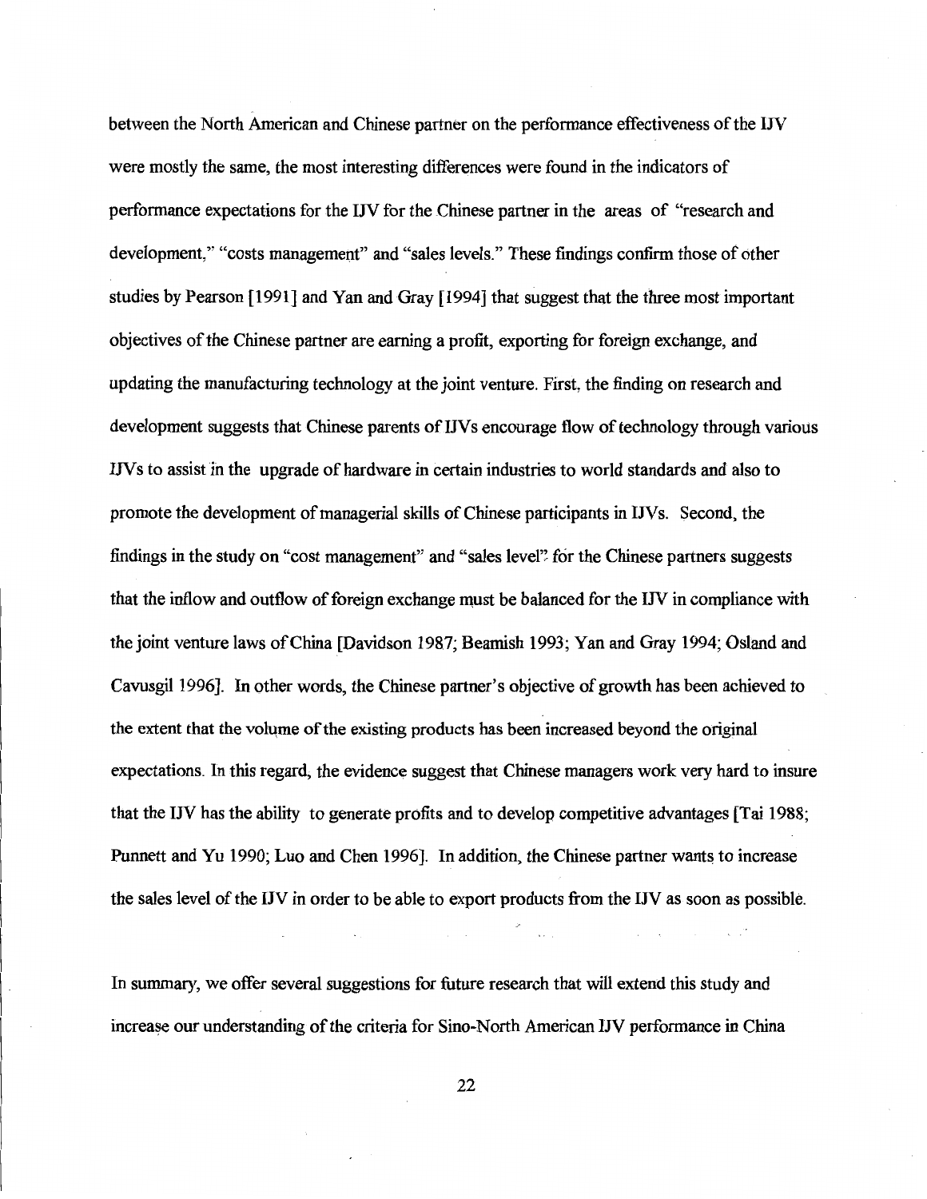between the North American and Chinese partner on the performance effectiveness of the IJV were mostly the same, the most interesting differences were found in the indicators of performance expectations for the IJV for the Chinese partner in the areas of "research and development," "costs management" and "sales levels." These findings confirm those of other studies by Pearson [1991] and Yan and Gray [1994] that suggest that the three most important objectives of the Chinese partner are earning a profit, exporting for foreign exchange, and updating the manufacturing technology at the joint venture. First, the finding on research and development suggests that Chinese parents of IJVs encourage flow of technology through various IJVs to assist in the upgrade of hardware in certain industries to world standards and also to promote the development of managerial skills of Chinese participants in IJVs. Second, the findings in the study on "cost management" and "sales level" for the Chinese partners suggests that the inflow and outflow of foreign exchange must be balanced for the IJV in compliance with the joint venture laws of China [Davidson 1987; Beamish 1993; Yan and Gray 1994; Osland and Cavusgil 1996]. In other words, the Chinese partner's objective of growth has been achieved to the extent that the volume of the existing products has been increased beyond the original expectations. In this regard, the evidence suggest that Chinese managers work very hard to insure that the IJV has the ability to generate profits and to develop competitive advantages [Tai 1988; Punnett and Yu 1990; Luo and Chen 1996]. In addition, the Chinese partner wants to increase the sales level of the IJV in order to be able to export products from the IJV as soon as possible.

In summary, we offer several suggestions for future research that will extend this study and increase our understanding of the criteria for Sino-North American IJV performance in China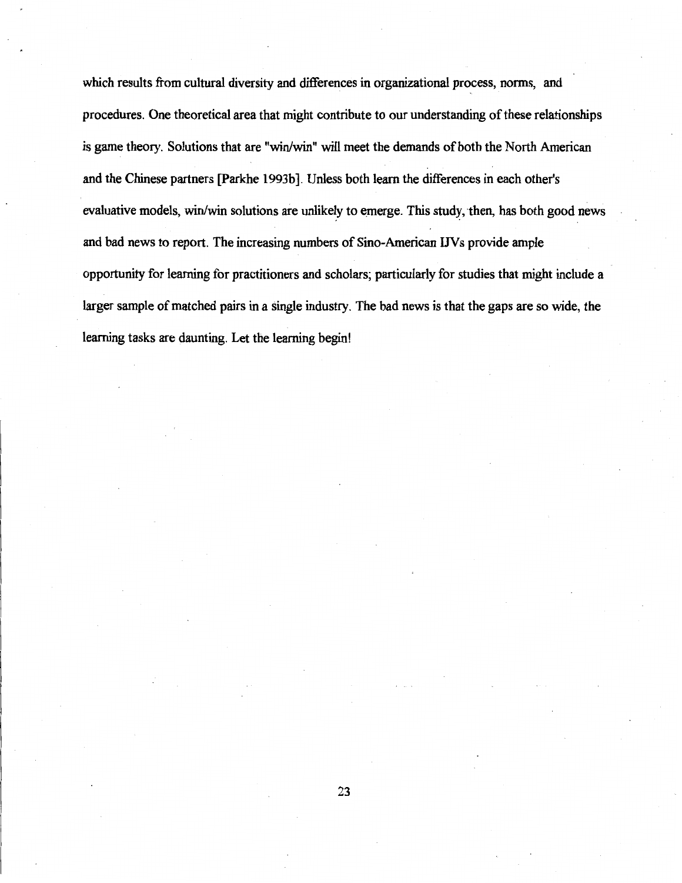which results from cultural diversity and differences in organizational process, norms, and procedures. One theoretical area that might contribute to our understanding of these relationships is game theory. Solutions that are "win/win" will meet the demands of both the North American and the Chinese partners [Parkhe 1993b]. Unless both learn the differences in each other's evaluative models, win/win solutions are unlikely to emerge. This study, then, has both good news and bad news to report. The increasing numbers of Sino-American IJVs provide ample opportunity for learning for practitioners and scholars; particularly for studies that might include a larger sample of matched pairs in a single industry. The bad news is that the gaps are so wide, the learning tasks are daunting. Let the learning begin!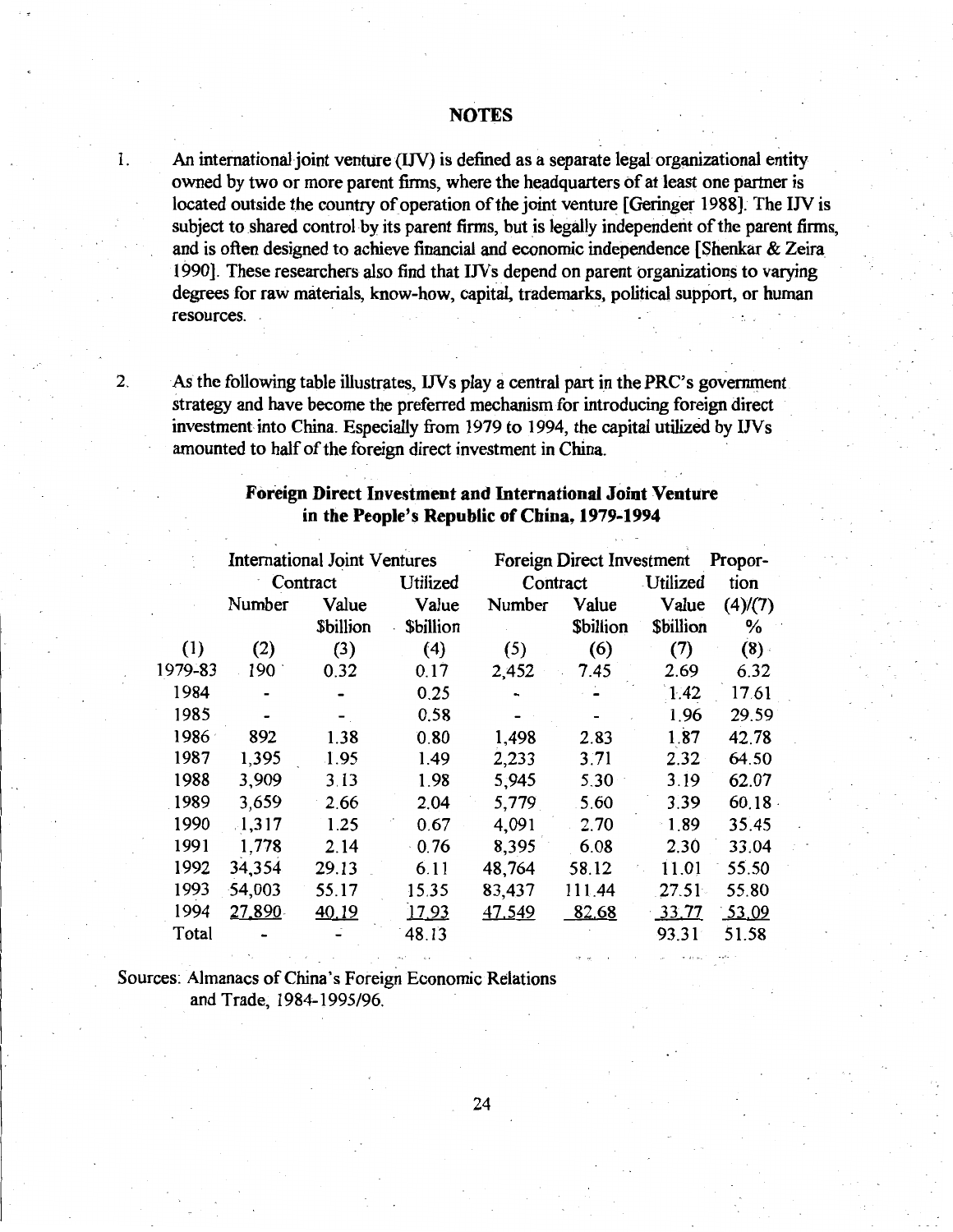# NOTES

1. An international joint venture (IJV) is defined as a separate legal organizational entity owned by two or more parent firms, where the headquarters of at least one partner is located outside the country of operation of the joint venture [Geringer 1988]. The IJV is subject to shared control by its parent firms, but is legally independent of the parent firms, and is often designed to achieve financial and economic independence [Shenkar & Zeira 1990]. These researchers also find that IJVs depend on parent organizations to varying degrees for raw materials, know-how, capital, trademarks, political support, or human resources.

2. As the following table illustrates, IJVs play a central part in the PRC's government strategy and have become the preferred mechanism for introducing foreign direct investment into China. Especially from 1979 to 1994, the capital utilized by IJVs amounted to half of the foreign direct investment in China.

**Foreign Direct Investment and International Joint Venture in the People's Republic of China, 1979-1994**

| | International Joint Ventures | | | Foreign Direct Investment | | | Proportion |
|---|---|---|---|---|---|---|---|
| | Contract | | Utilized | Contract | | Utilized | |
| | Number | Value $billion | Value $billion | Number | Value $billion | Value $billion | (4)/(7) % |
| (1) | (2) | (3) | (4) | (5) | (6) | (7) | (8) |
| 1979-83 | 190 | 0.32 | 0.17 | 2,452 | 7.45 | 2.69 | 6.32 |
| 1984 | - | - | 0.25 | - | - | 1.42 | 17.61 |
| 1985 | - | - | 0.58 | - | - | 1.96 | 29.59 |
| 1986 | 892 | 1.38 | 0.80 | 1,498 | 2.83 | 1.87 | 42.78 |
| 1987 | 1,395 | 1.95 | 1.49 | 2,233 | 3.71 | 2.32 | 64.50 |
| 1988 | 3,909 | 3.13 | 1.98 | 5,945 | 5.30 | 3.19 | 62.07 |
| 1989 | 3,659 | 2.66 | 2.04 | 5,779 | 5.60 | 3.39 | 60.18 |
| 1990 | 1,317 | 1.25 | 0.67 | 4,091 | 2.70 | 1.89 | 35.45 |
| 1991 | 1,778 | 2.14 | 0.76 | 8,395 | 6.08 | 2.30 | 33.04 |
| 1992 | 34,354 | 29.13 | 6.11 | 48,764 | 58.12 | 11.01 | 55.50 |
| 1993 | 54,003 | 55.17 | 15.35 | 83,437 | 111.44 | 27.51 | 55.80 |
| 1994 | 27,890 | 40.19 | 17.93 | 47,549 | 82.68 | 33.77 | 53.09 |
| Total | - | - | 48.13 | | | 93.31 | 51.58 |

Sources: Almanacs of China's Foreign Economic Relations and Trade, 1984-1995/96.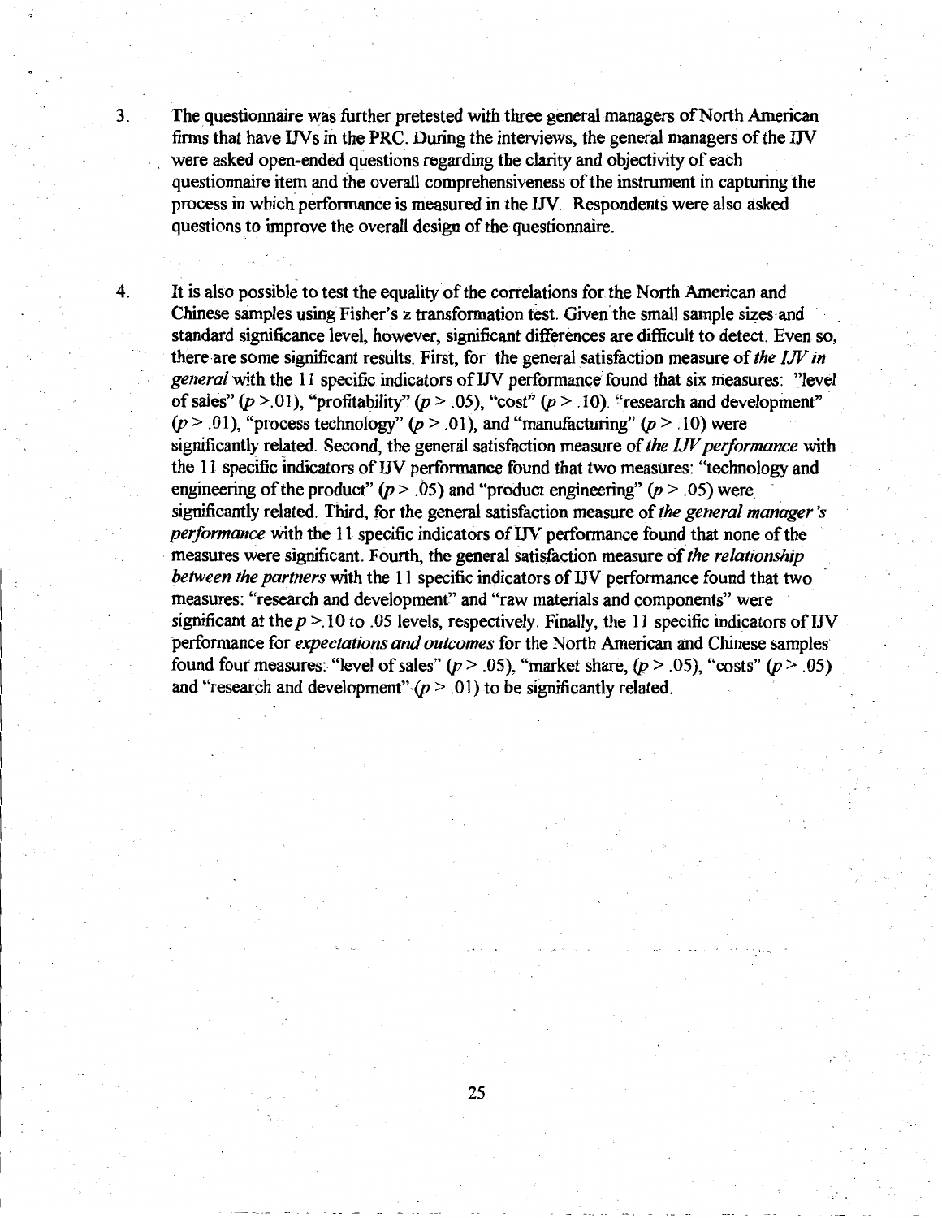3. The questionnaire was further pretested with three general managers of North American firms that have IJVs in the PRC. During the interviews, the general managers of the IJV were asked open-ended questions regarding the clarity and objectivity of each questionnaire item and the overall comprehensiveness of the instrument in capturing the process in which performance is measured in the IJV. Respondents were also asked questions to improve the overall design of the questionnaire.

4. It is also possible to test the equality of the correlations for the North American and Chinese samples using Fisher's z transformation test. Given the small sample sizes and standard significance level, however, significant differences are difficult to detect. Even so, there are some significant results. First, for the general satisfaction measure of *the IJV in general* with the 11 specific indicators of IJV performance found that six measures: "level of sales" ($p > .01$), "profitability" ($p > .05$), "cost" ($p > .10$), "research and development" ($p > .01$), "process technology" ($p > .01$), and "manufacturing" ($p > .10$) were significantly related. Second, the general satisfaction measure of *the IJV performance* with the 11 specific indicators of IJV performance found that two measures: "technology and engineering of the product" ($p > .05$) and "product engineering" ($p > .05$) were significantly related. Third, for the general satisfaction measure of *the general manager's performance* with the 11 specific indicators of IJV performance found that none of the measures were significant. Fourth, the general satisfaction measure of *the relationship between the partners* with the 11 specific indicators of IJV performance found that two measures: "research and development" and "raw materials and components" were significant at the $p > .10$ to .05 levels, respectively. Finally, the 11 specific indicators of IJV performance for *expectations and outcomes* for the North American and Chinese samples found four measures: "level of sales" ($p > .05$), "market share, ($p > .05$), "costs" ($p > .05$) and "research and development" ($p > .01$) to be significantly related.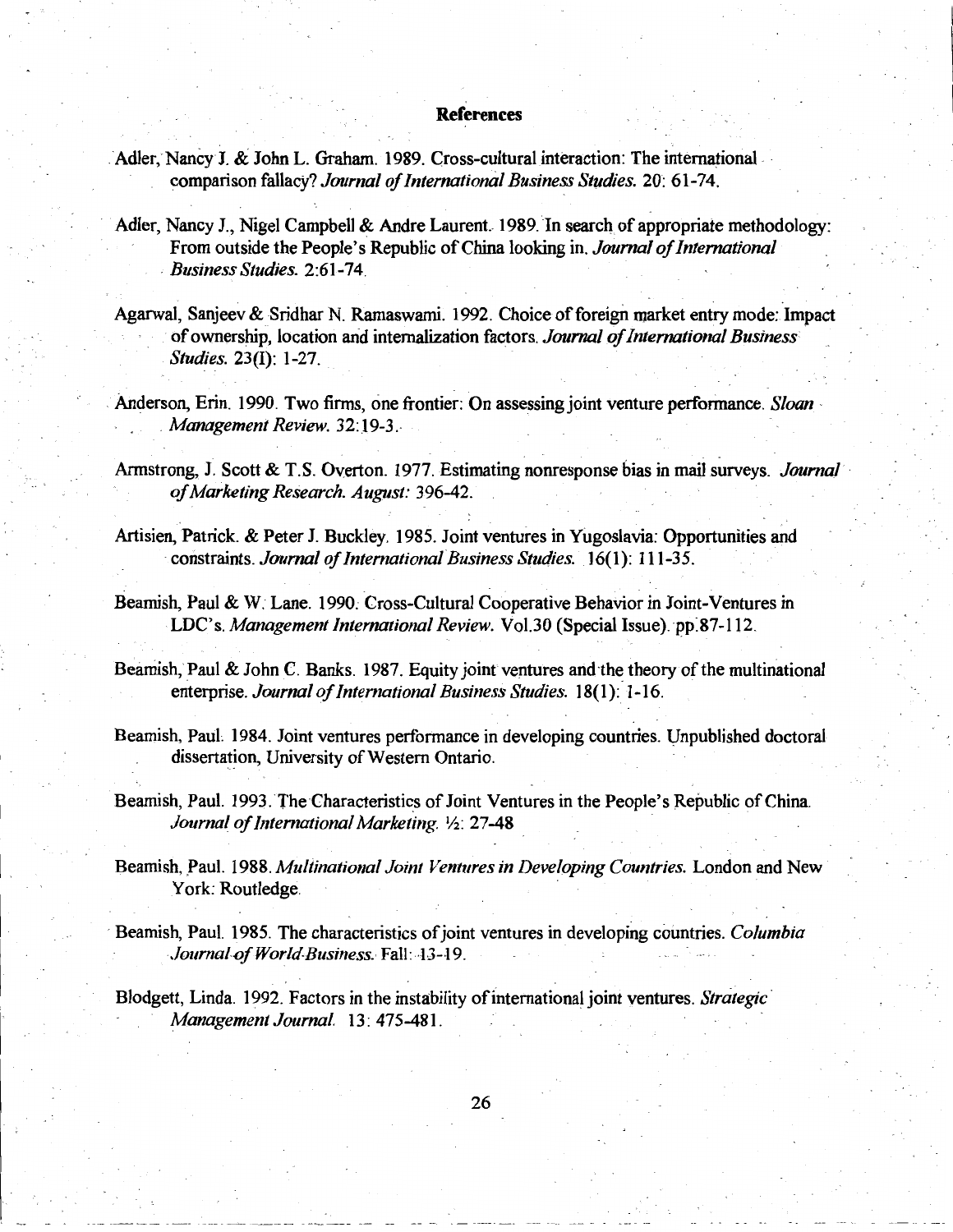## References

Adler, Nancy J. & John L. Graham. 1989. Cross-cultural interaction: The international comparison fallacy? *Journal of International Business Studies.* 20: 61-74.

Adler, Nancy J., Nigel Campbell & Andre Laurent. 1989. In search of appropriate methodology: From outside the People's Republic of China looking in. *Journal of International Business Studies.* 2:61-74.

Agarwal, Sanjeev & Sridhar N. Ramaswami. 1992. Choice of foreign market entry mode: Impact of ownership, location and internalization factors. *Journal of International Business Studies.* 23(I): 1-27.

Anderson, Erin. 1990. Two firms, one frontier: On assessing joint venture performance. *Sloan Management Review.* 32:19-3.

Armstrong, J. Scott & T.S. Overton. 1977. Estimating nonresponse bias in mail surveys. *Journal of Marketing Research. August:* 396-42.

Artisien, Patrick. & Peter J. Buckley. 1985. Joint ventures in Yugoslavia: Opportunities and constraints. *Journal of International Business Studies.* 16(1): 111-35.

Beamish, Paul & W. Lane. 1990. Cross-Cultural Cooperative Behavior in Joint-Ventures in LDC's. *Management International Review.* Vol.30 (Special Issue). pp.87-112.

Beamish, Paul & John C. Banks. 1987. Equity joint ventures and the theory of the multinational enterprise. *Journal of International Business Studies.* 18(1): 1-16.

Beamish, Paul. 1984. Joint ventures performance in developing countries. Unpublished doctoral dissertation, University of Western Ontario.

Beamish, Paul. 1993. The Characteristics of Joint Ventures in the People's Republic of China. *Journal of International Marketing.* ½: 27-48

Beamish, Paul. 1988. *Multinational Joint Ventures in Developing Countries.* London and New York: Routledge.

Beamish, Paul. 1985. The characteristics of joint ventures in developing countries. *Columbia Journal of World Business.* Fall: 13-19.

Blodgett, Linda. 1992. Factors in the instability of international joint ventures. *Strategic Management Journal.* 13: 475-481.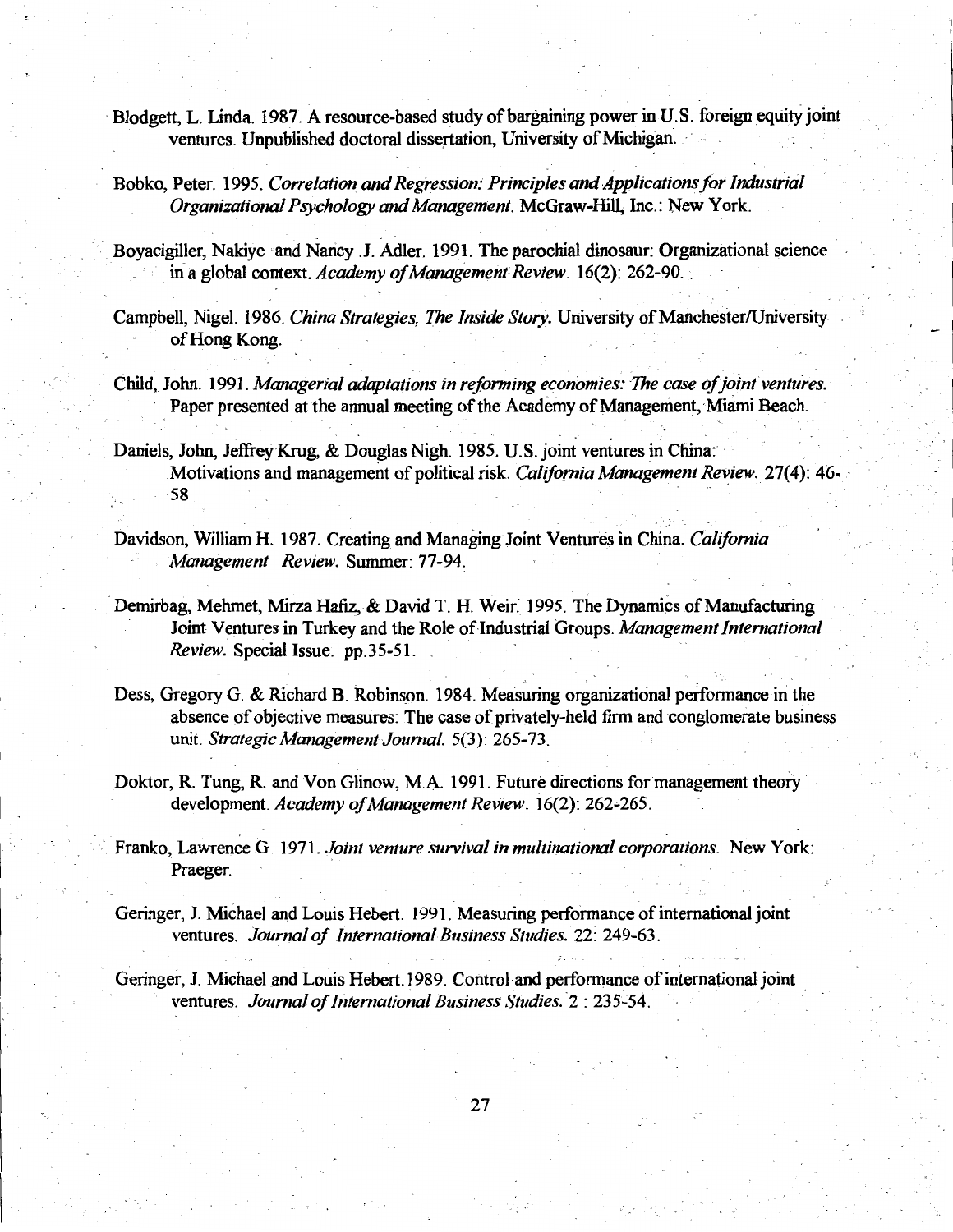Blodgett, L. Linda. 1987. A resource-based study of bargaining power in U.S. foreign equity joint ventures. Unpublished doctoral dissertation, University of Michigan.

Bobko, Peter. 1995. *Correlation and Regression: Principles and Applications for Industrial Organizational Psychology and Management*. McGraw-Hill, Inc.: New York.

Boyacigiller, Nakiye and Nancy J. Adler. 1991. The parochial dinosaur: Organizational science in a global context. *Academy of Management Review*. 16(2): 262-90.

Campbell, Nigel. 1986. *China Strategies, The Inside Story*. University of Manchester/University of Hong Kong.

Child, John. 1991. *Managerial adaptations in reforming economies: The case of joint ventures.* Paper presented at the annual meeting of the Academy of Management, Miami Beach.

Daniels, John, Jeffrey Krug, & Douglas Nigh. 1985. U.S. joint ventures in China: Motivations and management of political risk. *California Management Review*. 27(4): 46-58

Davidson, William H. 1987. Creating and Managing Joint Ventures in China. *California Management Review*. Summer: 77-94.

Demirbag, Mehmet, Mirza Hafiz, & David T. H. Weir. 1995. The Dynamics of Manufacturing Joint Ventures in Turkey and the Role of Industrial Groups. *Management International Review*. Special Issue. pp.35-51.

Dess, Gregory G. & Richard B. Robinson. 1984. Measuring organizational performance in the absence of objective measures: The case of privately-held firm and conglomerate business unit. *Strategic Management Journal*. 5(3): 265-73.

Doktor, R. Tung, R. and Von Glinow, M.A. 1991. Future directions for management theory development. *Academy of Management Review*. 16(2): 262-265.

Franko, Lawrence G. 1971. *Joint venture survival in multinational corporations*. New York: Praeger.

Geringer, J. Michael and Louis Hebert. 1991. Measuring performance of international joint ventures. *Journal of International Business Studies*. 22: 249-63.

Geringer, J. Michael and Louis Hebert. 1989. Control and performance of international joint ventures. *Journal of International Business Studies*. 2 : 235-54.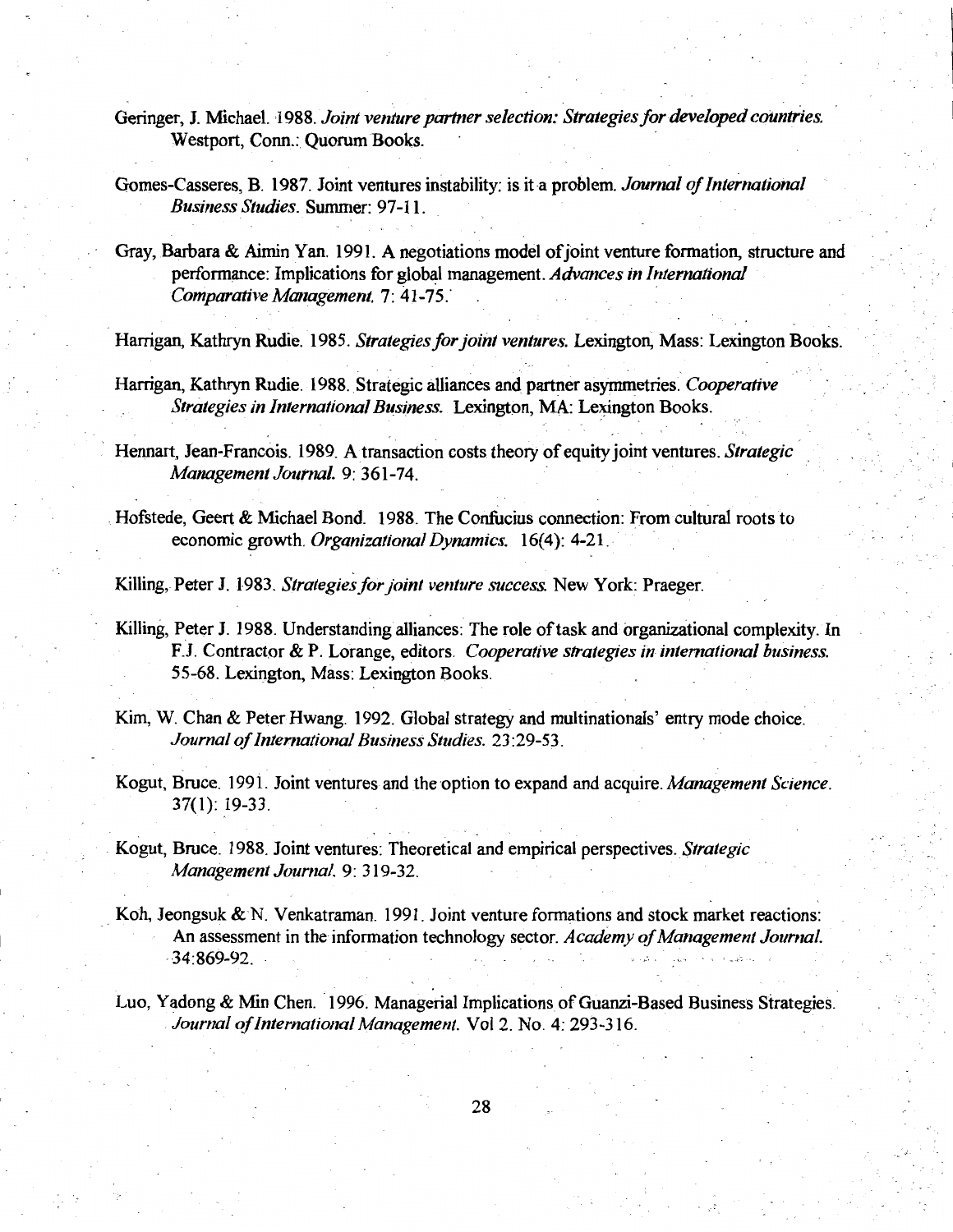Geringer, J. Michael. 1988. *Joint venture partner selection: Strategies for developed countries.* Westport, Conn.: Quorum Books.

Gomes-Casseres, B. 1987. Joint ventures instability: is it a problem. *Journal of International Business Studies*. Summer: 97-11.

Gray, Barbara & Aimin Yan. 1991. A negotiations model of joint venture formation, structure and performance: Implications for global management. *Advances in International Comparative Management*. 7: 41-75.

Harrigan, Kathryn Rudie. 1985. *Strategies for joint ventures.* Lexington, Mass: Lexington Books.

Harrigan, Kathryn Rudie. 1988. Strategic alliances and partner asymmetries. *Cooperative Strategies in International Business.* Lexington, MA: Lexington Books.

Hennart, Jean-Francois. 1989. A transaction costs theory of equity joint ventures. *Strategic Management Journal.* 9: 361-74.

Hofstede, Geert & Michael Bond. 1988. The Confucius connection: From cultural roots to economic growth. *Organizational Dynamics.* 16(4): 4-21.

Killing, Peter J. 1983. *Strategies for joint venture success.* New York: Praeger.

Killing, Peter J. 1988. Understanding alliances: The role of task and organizational complexity. In F.J. Contractor & P. Lorange, editors. *Cooperative strategies in international business.* 55-68. Lexington, Mass: Lexington Books.

Kim, W. Chan & Peter Hwang. 1992. Global strategy and multinationals' entry mode choice. *Journal of International Business Studies.* 23:29-53.

Kogut, Bruce. 1991. Joint ventures and the option to expand and acquire. *Management Science.* 37(1): 19-33.

Kogut, Bruce. 1988. Joint ventures: Theoretical and empirical perspectives. *Strategic Management Journal.* 9: 319-32.

Koh, Jeongsuk & N. Venkatraman. 1991. Joint venture formations and stock market reactions: An assessment in the information technology sector. *Academy of Management Journal.* 34:869-92.

Luo, Yadong & Min Chen. 1996. Managerial Implications of Guanzi-Based Business Strategies. *Journal of International Management.* Vol 2. No. 4: 293-316.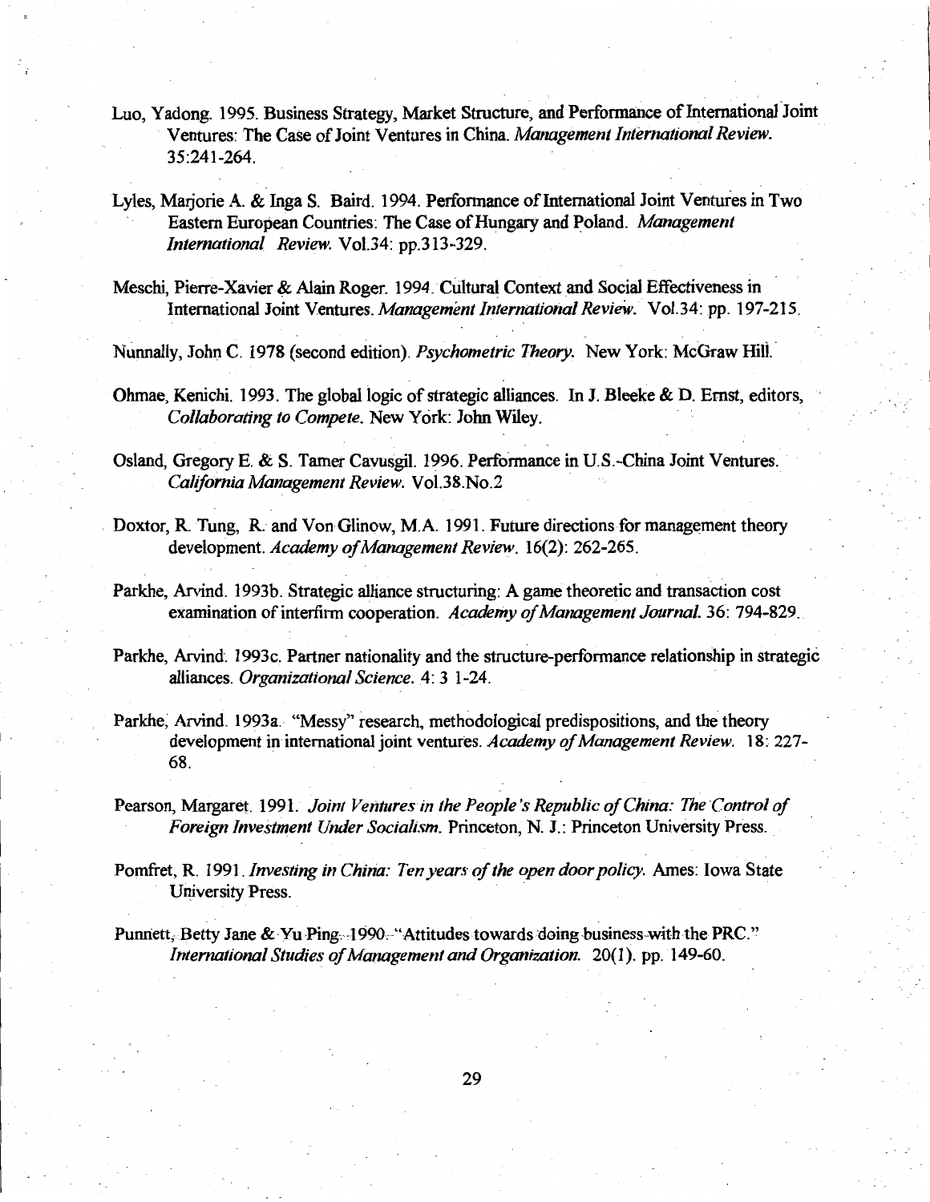Luo, Yadong. 1995. Business Strategy, Market Structure, and Performance of International Joint Ventures: The Case of Joint Ventures in China. *Management International Review.* 35:241-264.

Lyles, Marjorie A. & Inga S. Baird. 1994. Performance of International Joint Ventures in Two Eastern European Countries: The Case of Hungary and Poland. *Management International Review.* Vol.34: pp.313-329.

Meschi, Pierre-Xavier & Alain Roger. 1994. Cultural Context and Social Effectiveness in International Joint Ventures. *Management International Review.* Vol.34: pp. 197-215.

Nunnally, John C. 1978 (second edition). *Psychometric Theory.* New York: McGraw Hill.

Ohmae, Kenichi. 1993. The global logic of strategic alliances. In J. Bleeke & D. Ernst, editors, *Collaborating to Compete.* New York: John Wiley.

Osland, Gregory E. & S. Tamer Cavusgil. 1996. Performance in U.S.-China Joint Ventures. *California Management Review.* Vol.38.No.2

Doxtor, R. Tung, R. and Von Glinow, M.A. 1991. Future directions for management theory development. *Academy of Management Review.* 16(2): 262-265.

Parkhe, Arvind. 1993b. Strategic alliance structuring: A game theoretic and transaction cost examination of interfirm cooperation. *Academy of Management Journal.* 36: 794-829.

Parkhe, Arvind. 1993c. Partner nationality and the structure-performance relationship in strategic alliances. *Organizational Science.* 4: 3 1-24.

Parkhe, Arvind. 1993a. "Messy" research, methodological predispositions, and the theory development in international joint ventures. *Academy of Management Review.* 18: 227-68.

Pearson, Margaret. 1991. *Joint Ventures in the People's Republic of China: The Control of Foreign Investment Under Socialism.* Princeton, N. J.: Princeton University Press.

Pomfret, R. 1991. *Investing in China: Ten years of the open door policy.* Ames: Iowa State University Press.

Punnett, Betty Jane & Yu Ping. 1990. "Attitudes towards doing business with the PRC." *International Studies of Management and Organization.* 20(1). pp. 149-60.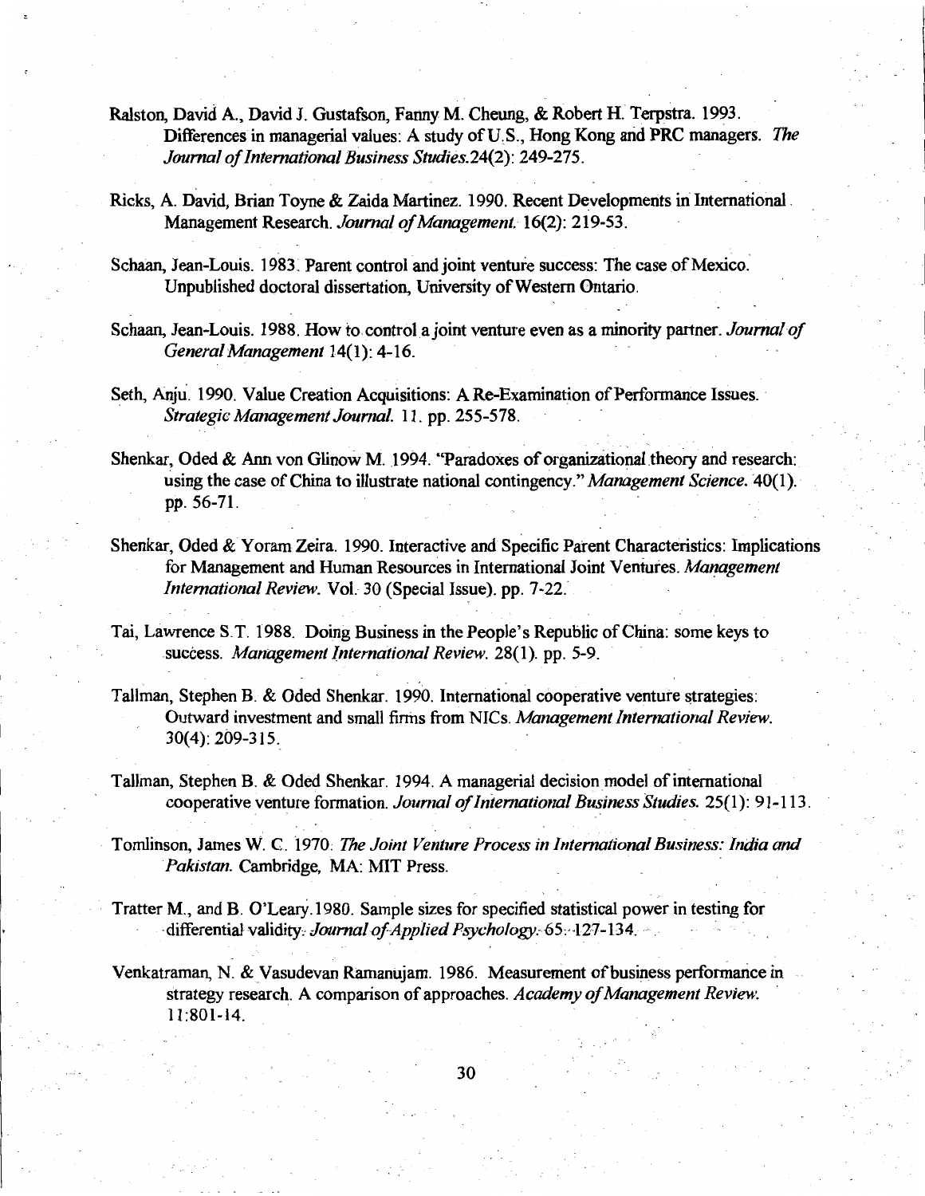Ralston, David A., David J. Gustafson, Fanny M. Cheung, & Robert H. Terpstra. 1993. Differences in managerial values: A study of U.S., Hong Kong and PRC managers. *The Journal of International Business Studies*.24(2): 249-275.

Ricks, A. David, Brian Toyne & Zaida Martinez. 1990. Recent Developments in International Management Research. *Journal of Management*. 16(2): 219-53.

Schaan, Jean-Louis. 1983. Parent control and joint venture success: The case of Mexico. Unpublished doctoral dissertation, University of Western Ontario.

Schaan, Jean-Louis. 1988. How to control a joint venture even as a minority partner. *Journal of General Management* 14(1): 4-16.

Seth, Anju. 1990. Value Creation Acquisitions: A Re-Examination of Performance Issues. *Strategic Management Journal*. 11. pp. 255-578.

Shenkar, Oded & Ann von Glinow M. 1994. "Paradoxes of organizational theory and research: using the case of China to illustrate national contingency." *Management Science*. 40(1). pp. 56-71.

Shenkar, Oded & Yoram Zeira. 1990. Interactive and Specific Parent Characteristics: Implications for Management and Human Resources in International Joint Ventures. *Management International Review*. Vol. 30 (Special Issue). pp. 7-22.

Tai, Lawrence S.T. 1988. Doing Business in the People's Republic of China: some keys to success. *Management International Review*. 28(1). pp. 5-9.

Tallman, Stephen B. & Oded Shenkar. 1990. International cooperative venture strategies: Outward investment and small firms from NICs. *Management International Review*. 30(4): 209-315.

Tallman, Stephen B. & Oded Shenkar. 1994. A managerial decision model of international cooperative venture formation. *Journal of International Business Studies*. 25(1): 91-113.

Tomlinson, James W. C. 1970. *The Joint Venture Process in International Business: India and Pakistan*. Cambridge, MA: MIT Press.

Tratter M., and B. O'Leary.1980. Sample sizes for specified statistical power in testing for differential validity. *Journal of Applied Psychology*. 65: 127-134.

Venkatraman, N. & Vasudevan Ramanujam. 1986. Measurement of business performance in strategy research. A comparison of approaches. *Academy of Management Review*. 11:801-14.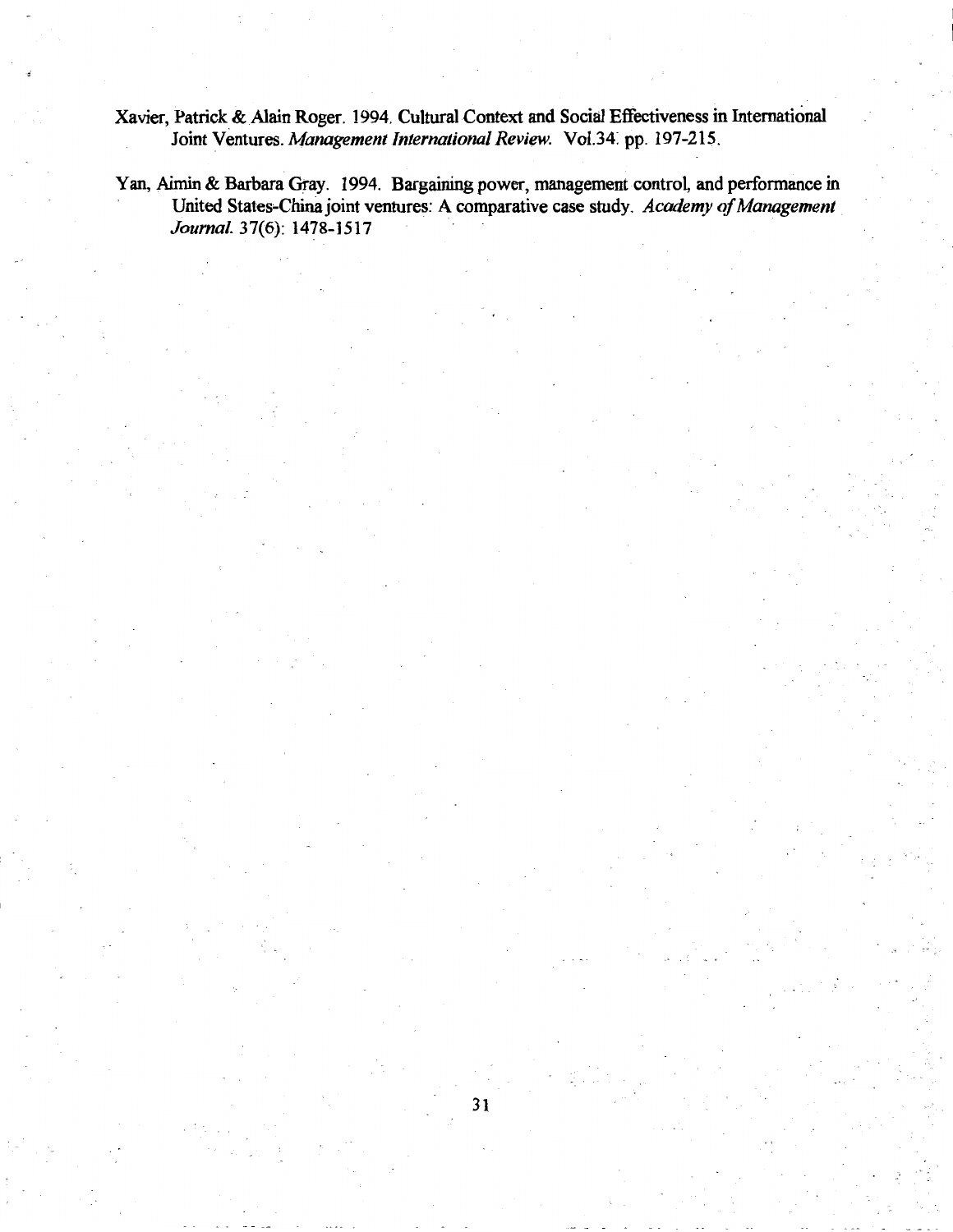Xavier, Patrick & Alain Roger. 1994. Cultural Context and Social Effectiveness in International Joint Ventures. *Management International Review.* Vol.34. pp. 197-215.

Yan, Aimin & Barbara Gray. 1994. Bargaining power, management control, and performance in United States-China joint ventures: A comparative case study. *Academy of Management Journal.* 37(6): 1478-1517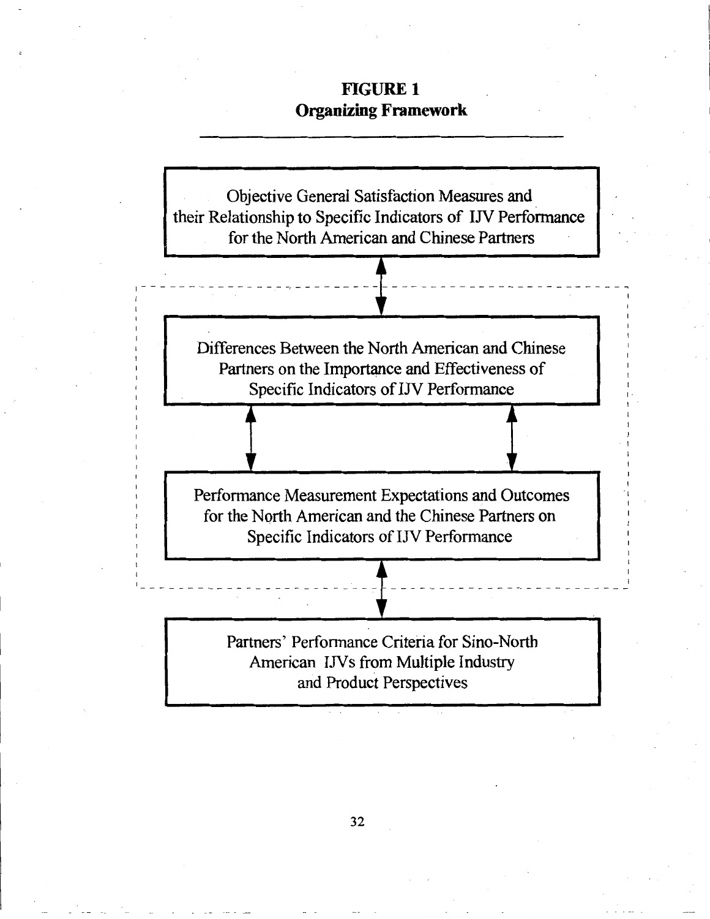**FIGURE 1**
**Organizing Framework**

Objective General Satisfaction Measures and their Relationship to Specific Indicators of IJV Performance for the North American and Chinese Partners

Differences Between the North American and Chinese Partners on the Importance and Effectiveness of Specific Indicators of IJV Performance

Performance Measurement Expectations and Outcomes for the North American and the Chinese Partners on Specific Indicators of IJV Performance

Partners' Performance Criteria for Sino-North American IJVs from Multiple Industry and Product Perspectives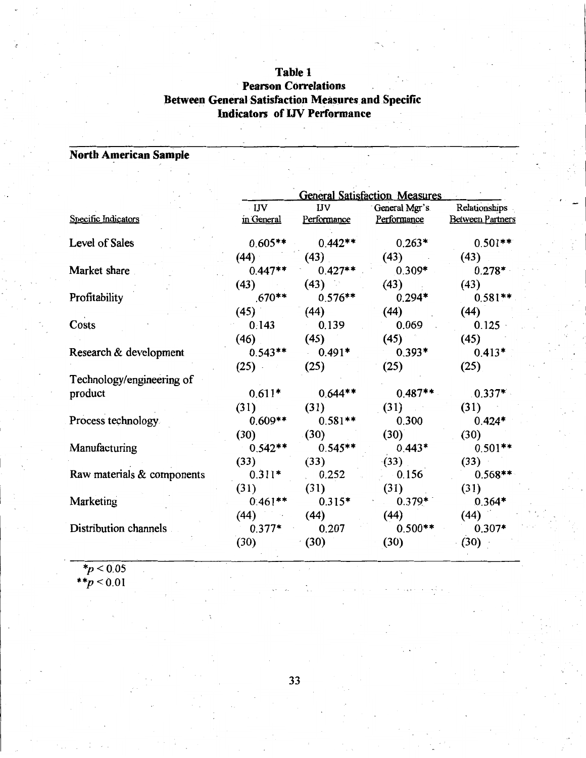## Table 1
## Pearson Correlations
## Between General Satisfaction Measures and Specific Indicators of IJV Performance

**North American Sample**

| | General Satisfaction Measures | | | |
|---|---|---|---|---|
| Specific Indicators | IJV in General | IJV Performance | General Mgr's Performance | Relationships Between Partners |
| Level of Sales | 0.605** | 0.442** | 0.263* | 0.501** |
| | (44) | (43) | (43) | (43) |
| Market share | 0.447** | 0.427** | 0.309* | 0.278* |
| | (43) | (43) | (43) | (43) |
| Profitability | .670** | 0.576** | 0.294* | 0.581** |
| | (45) | (44) | (44) | (44) |
| Costs | 0.143 | 0.139 | 0.069 | 0.125 |
| | (46) | (45) | (45) | (45) |
| Research & development | 0.543** | 0.491* | 0.393* | 0.413* |
| | (25) | (25) | (25) | (25) |
| Technology/engineering of product | 0.611* | 0.644** | 0.487** | 0.337* |
| | (31) | (31) | (31) | (31) |
| Process technology | 0.609** | 0.581** | 0.300 | 0.424* |
| | (30) | (30) | (30) | (30) |
| Manufacturing | 0.542** | 0.545** | 0.443* | 0.501** |
| | (33) | (33) | (33) | (33) |
| Raw materials & components | 0.311* | 0.252 | 0.156 | 0.568** |
| | (31) | (31) | (31) | (31) |
| Marketing | 0.461** | 0.315* | 0.379* | 0.364* |
| | (44) | (44) | (44) | (44) |
| Distribution channels | 0.377* | 0.207 | 0.500** | 0.307* |
| | (30) | (30) | (30) | (30) |

*$p < 0.05$
**$p < 0.01$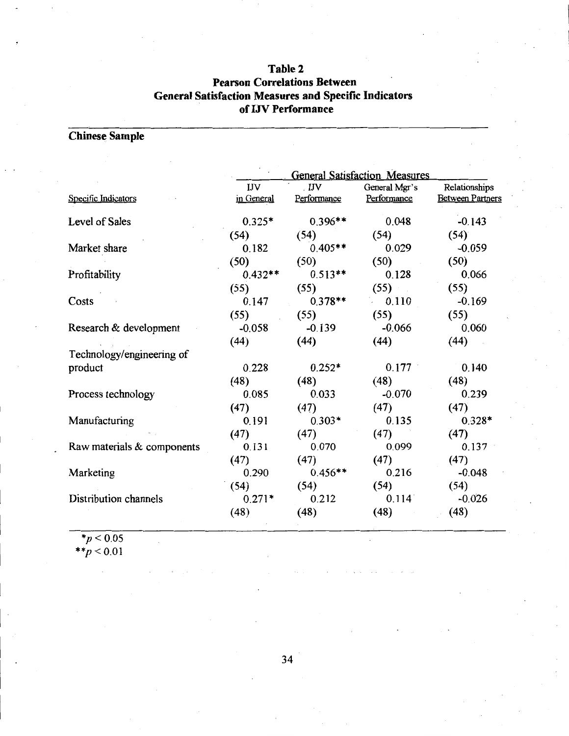## Table 2
## Pearson Correlations Between General Satisfaction Measures and Specific Indicators of IJV Performance

**Chinese Sample**

| | General Satisfaction Measures | | | |
|---|---|---|---|---|
| Specific Indicators | IJV in General | IJV Performance | General Mgr's Performance | Relationships Between Partners |
| Level of Sales | 0.325* | 0.396** | 0.048 | -0.143 |
| | (54) | (54) | (54) | (54) |
| Market share | 0.182 | 0.405** | 0.029 | -0.059 |
| | (50) | (50) | (50) | (50) |
| Profitability | 0.432** | 0.513** | 0.128 | 0.066 |
| | (55) | (55) | (55) | (55) |
| Costs | 0.147 | 0.378** | 0.110 | -0.169 |
| | (55) | (55) | (55) | (55) |
| Research & development | -0.058 | -0.139 | -0.066 | 0.060 |
| | (44) | (44) | (44) | (44) |
| Technology/engineering of product | 0.228 | 0.252* | 0.177 | 0.140 |
| | (48) | (48) | (48) | (48) |
| Process technology | 0.085 | 0.033 | -0.070 | 0.239 |
| | (47) | (47) | (47) | (47) |
| Manufacturing | 0.191 | 0.303* | 0.135 | 0.328* |
| | (47) | (47) | (47) | (47) |
| Raw materials & components | 0.131 | 0.070 | 0.099 | 0.137 |
| | (47) | (47) | (47) | (47) |
| Marketing | 0.290 | 0.456** | 0.216 | -0.048 |
| | (54) | (54) | (54) | (54) |
| Distribution channels | 0.271* | 0.212 | 0.114 | -0.026 |
| | (48) | (48) | (48) | (48) |

*$p < 0.05$
**$p < 0.01$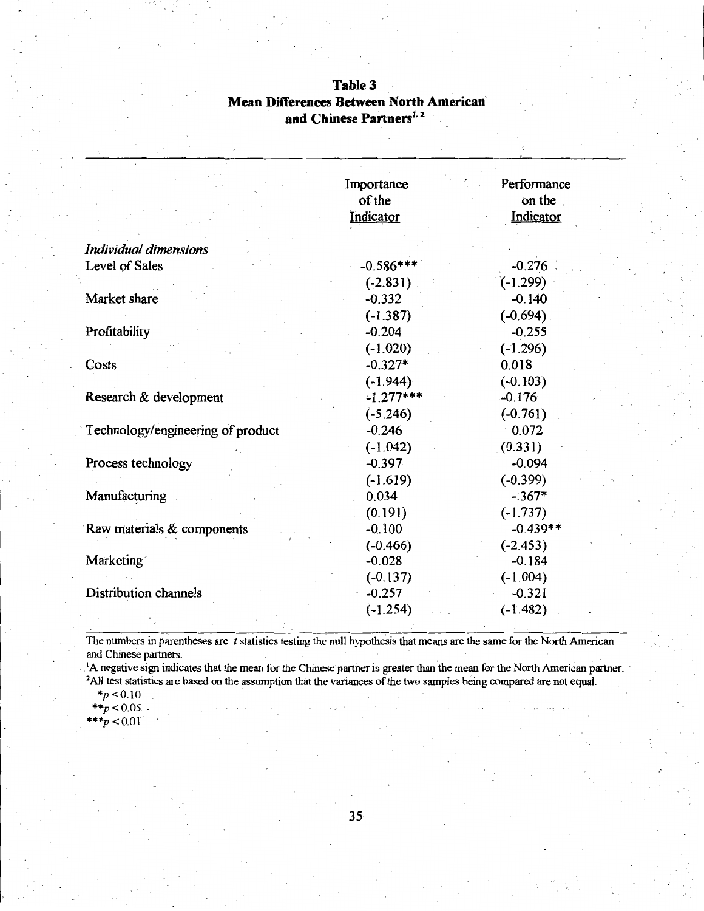**Table 3**
**Mean Differences Between North American and Chinese Partners[1, 2]**

| | Importance of the Indicator | Performance on the Indicator |
|---|---|---|
| *Individual dimensions* | | |
| Level of Sales | -0.586*** | -0.276 |
| | (-2.831) | (-1.299) |
| Market share | -0.332 | -0.140 |
| | (-1.387) | (-0.694) |
| Profitability | -0.204 | -0.255 |
| | (-1.020) | (-1.296) |
| Costs | -0.327* | 0.018 |
| | (-1.944) | (-0.103) |
| Research & development | -1.277*** | -0.176 |
| | (-5.246) | (-0.761) |
| Technology/engineering of product | -0.246 | 0.072 |
| | (-1.042) | (0.331) |
| Process technology | -0.397 | -0.094 |
| | (-1.619) | (-0.399) |
| Manufacturing | 0.034 | -.367* |
| | (0.191) | (-1.737) |
| Raw materials & components | -0.100 | -0.439** |
| | (-0.466) | (-2.453) |
| Marketing | -0.028 | -0.184 |
| | (-0.137) | (-1.004) |
| Distribution channels | -0.257 | -0.321 |
| | (-1.254) | (-1.482) |

The numbers in parentheses are $t$ statistics testing the null hypothesis that means are the same for the North American and Chinese partners.

[1]A negative sign indicates that the mean for the Chinese partner is greater than the mean for the North American partner.

[2]All test statistics are based on the assumption that the variances of the two samples being compared are not equal.

*$p < 0.10$

**$p < 0.05$

***$p < 0.01$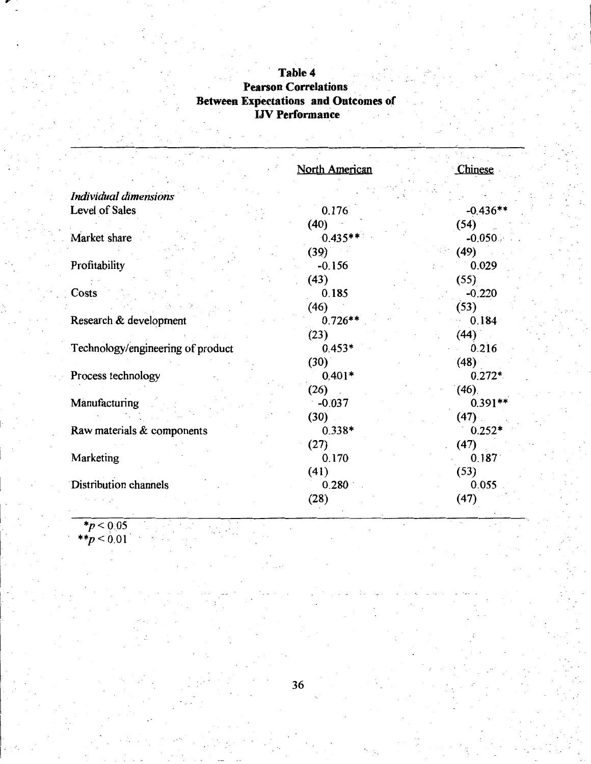**Table 4**
**Pearson Correlations**
**Between Expectations and Outcomes of**
**IJV Performance**

| | North American | Chinese |
|---|---|---|
| *Individual dimensions* | | |
| Level of Sales | 0.176 | -0.436** |
| | (40) | (54) |
| Market share | 0.435** | -0.050 |
| | (39) | (49) |
| Profitability | -0.156 | 0.029 |
| | (43) | (55) |
| Costs | 0.185 | -0.220 |
| | (46) | (53) |
| Research & development | 0.726** | 0.184 |
| | (23) | (44) |
| Technology/engineering of product | 0.453* | 0.216 |
| | (30) | (48) |
| Process technology | 0.401* | 0.272* |
| | (26) | (46) |
| Manufacturing | -0.037 | 0.391** |
| | (30) | (47) |
| Raw materials & components | 0.338* | 0.252* |
| | (27) | (47) |
| Marketing | 0.170 | 0.187 |
| | (41) | (53) |
| Distribution channels | 0.280 | 0.055 |
| | (28) | (47) |

*$p < 0.05$
**$p < 0.01$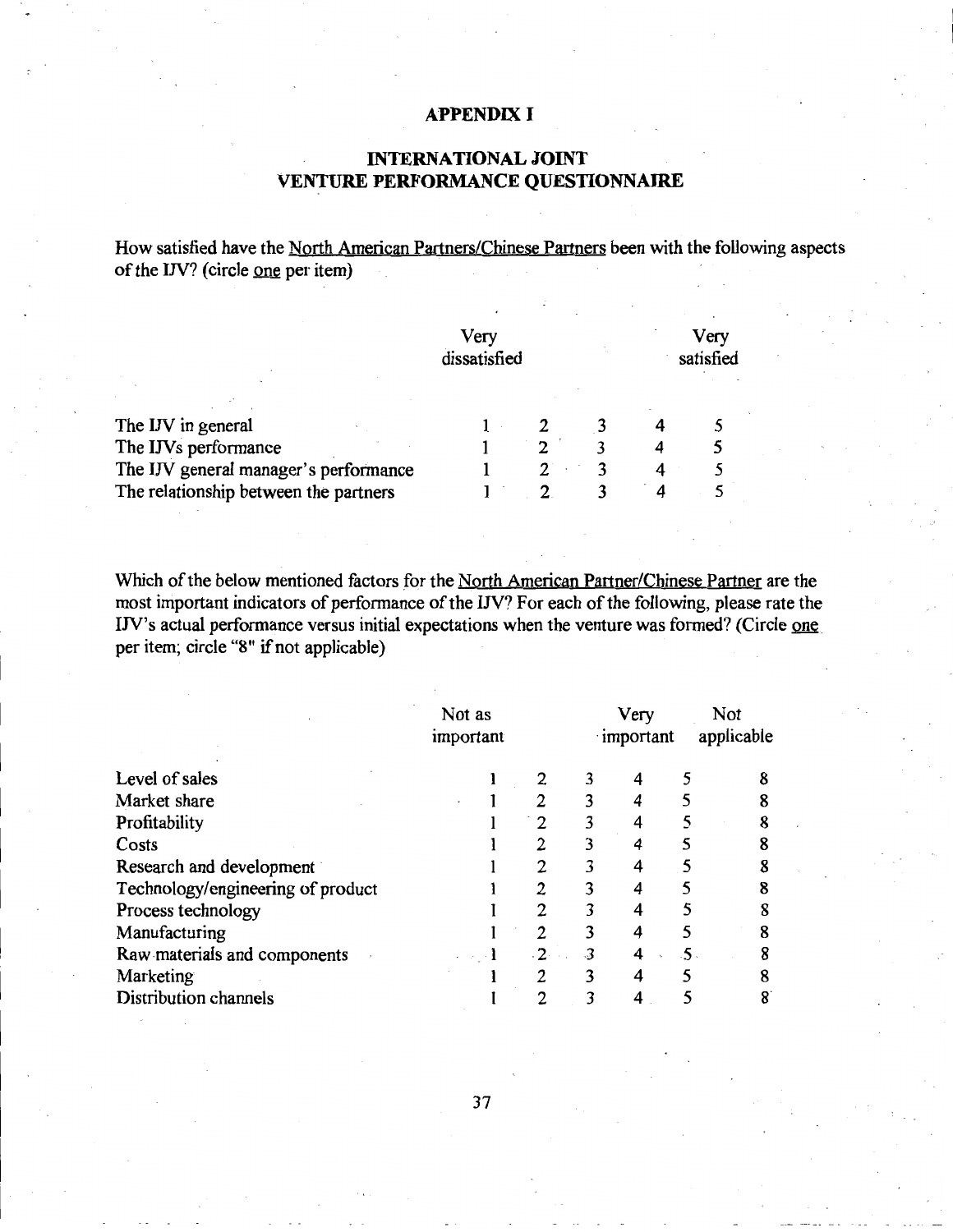## APPENDIX I

## INTERNATIONAL JOINT VENTURE PERFORMANCE QUESTIONNAIRE

How satisfied have the North American Partners/Chinese Partners been with the following aspects of the IJV? (circle one per item)

| | Very dissatisfied | | | | Very satisfied |
|---|---|---|---|---|---|
| The IJV in general | 1 | 2 | 3 | 4 | 5 |
| The IJVs performance | 1 | 2 | 3 | 4 | 5 |
| The IJV general manager's performance | 1 | 2 | 3 | 4 | 5 |
| The relationship between the partners | 1 | 2 | 3 | 4 | 5 |

Which of the below mentioned factors for the North American Partner/Chinese Partner are the most important indicators of performance of the IJV? For each of the following, please rate the IJV's actual performance versus initial expectations when the venture was formed? (Circle one per item; circle "8" if not applicable)

| | Not as important | | | Very important | | Not applicable |
|---|---|---|---|---|---|---|
| Level of sales | 1 | 2 | 3 | 4 | 5 | 8 |
| Market share | 1 | 2 | 3 | 4 | 5 | 8 |
| Profitability | 1 | 2 | 3 | 4 | 5 | 8 |
| Costs | 1 | 2 | 3 | 4 | 5 | 8 |
| Research and development | 1 | 2 | 3 | 4 | 5 | 8 |
| Technology/engineering of product | 1 | 2 | 3 | 4 | 5 | 8 |
| Process technology | 1 | 2 | 3 | 4 | 5 | 8 |
| Manufacturing | 1 | 2 | 3 | 4 | 5 | 8 |
| Raw materials and components | 1 | 2 | 3 | 4 | 5 | 8 |
| Marketing | 1 | 2 | 3 | 4 | 5 | 8 |
| Distribution channels | 1 | 2 | 3 | 4 | 5 | 8 |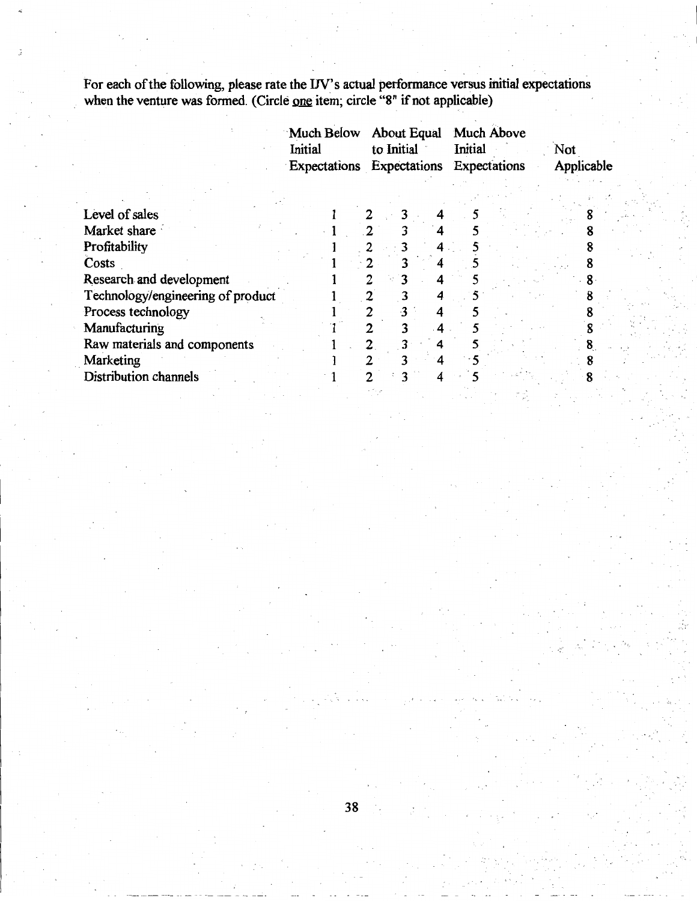For each of the following, please rate the IJV's actual performance versus initial expectations when the venture was formed. (Circle one item; circle "8" if not applicable)

| | Much Below Initial Expectations | | About Equal to Initial Expectations | | Much Above Initial Expectations | Not Applicable |
|---|---|---|---|---|---|---|
| Level of sales | 1 | 2 | 3 | 4 | 5 | 8 |
| Market share | 1 | 2 | 3 | 4 | 5 | 8 |
| Profitability | 1 | 2 | 3 | 4 | 5 | 8 |
| Costs | 1 | 2 | 3 | 4 | 5 | 8 |
| Research and development | 1 | 2 | 3 | 4 | 5 | 8 |
| Technology/engineering of product | 1 | 2 | 3 | 4 | 5 | 8 |
| Process technology | 1 | 2 | 3 | 4 | 5 | 8 |
| Manufacturing | 1 | 2 | 3 | 4 | 5 | 8 |
| Raw materials and components | 1 | 2 | 3 | 4 | 5 | 8 |
| Marketing | 1 | 2 | 3 | 4 | 5 | 8 |
| Distribution channels | 1 | 2 | 3 | 4 | 5 | 8 |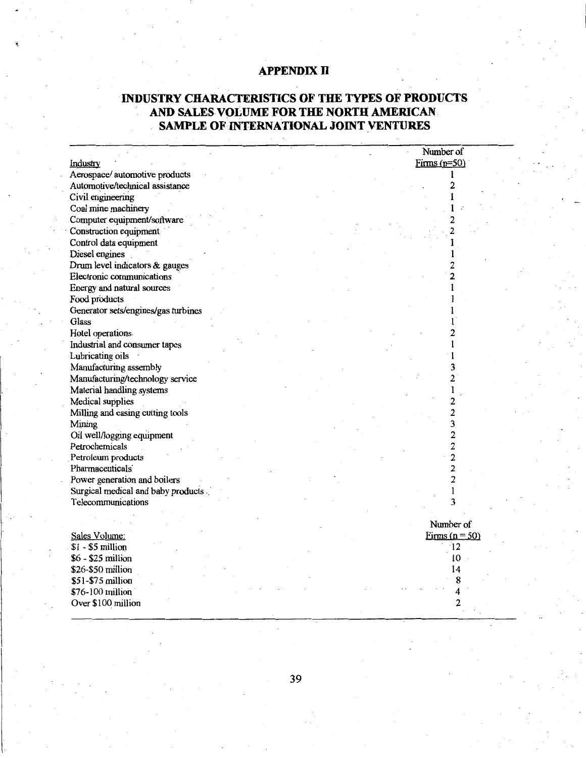## APPENDIX II

## INDUSTRY CHARACTERISTICS OF THE TYPES OF PRODUCTS AND SALES VOLUME FOR THE NORTH AMERICAN SAMPLE OF INTERNATIONAL JOINT VENTURES

| Industry | Number of Firms (n=50) |
|---|---|
| Aerospace/ automotive products | 1 |
| Automotive/technical assistance | 2 |
| Civil engineering | 1 |
| Coal mine machinery | 1 |
| Computer equipment/software | 2 |
| Construction equipment | 2 |
| Control data equipment | 1 |
| Diesel engines | 1 |
| Drum level indicators & gauges | 2 |
| Electronic communications | 2 |
| Energy and natural sources | 1 |
| Food products | 1 |
| Generator sets/engines/gas turbines | 1 |
| Glass | 1 |
| Hotel operations | 2 |
| Industrial and consumer tapes | 1 |
| Lubricating oils | 1 |
| Manufacturing assembly | 3 |
| Manufacturing/technology service | 2 |
| Material handling systems | 1 |
| Medical supplies | 2 |
| Milling and casing cutting tools | 2 |
| Mining | 3 |
| Oil well/logging equipment | 2 |
| Petrochemicals | 2 |
| Petroleum products | 2 |
| Pharmaceuticals | 2 |
| Power generation and boilers | 2 |
| Surgical medical and baby products | 1 |
| Telecommunications | 3 |
| | |
| **Sales Volume:** | **Number of Firms (n = 50)** |
| $1 - $5 million | 12 |
| $6 - $25 million | 10 |
| $26-$50 million | 14 |
| $51-$75 million | 8 |
| $76-100 million | 4 |
| Over $100 million | 2 |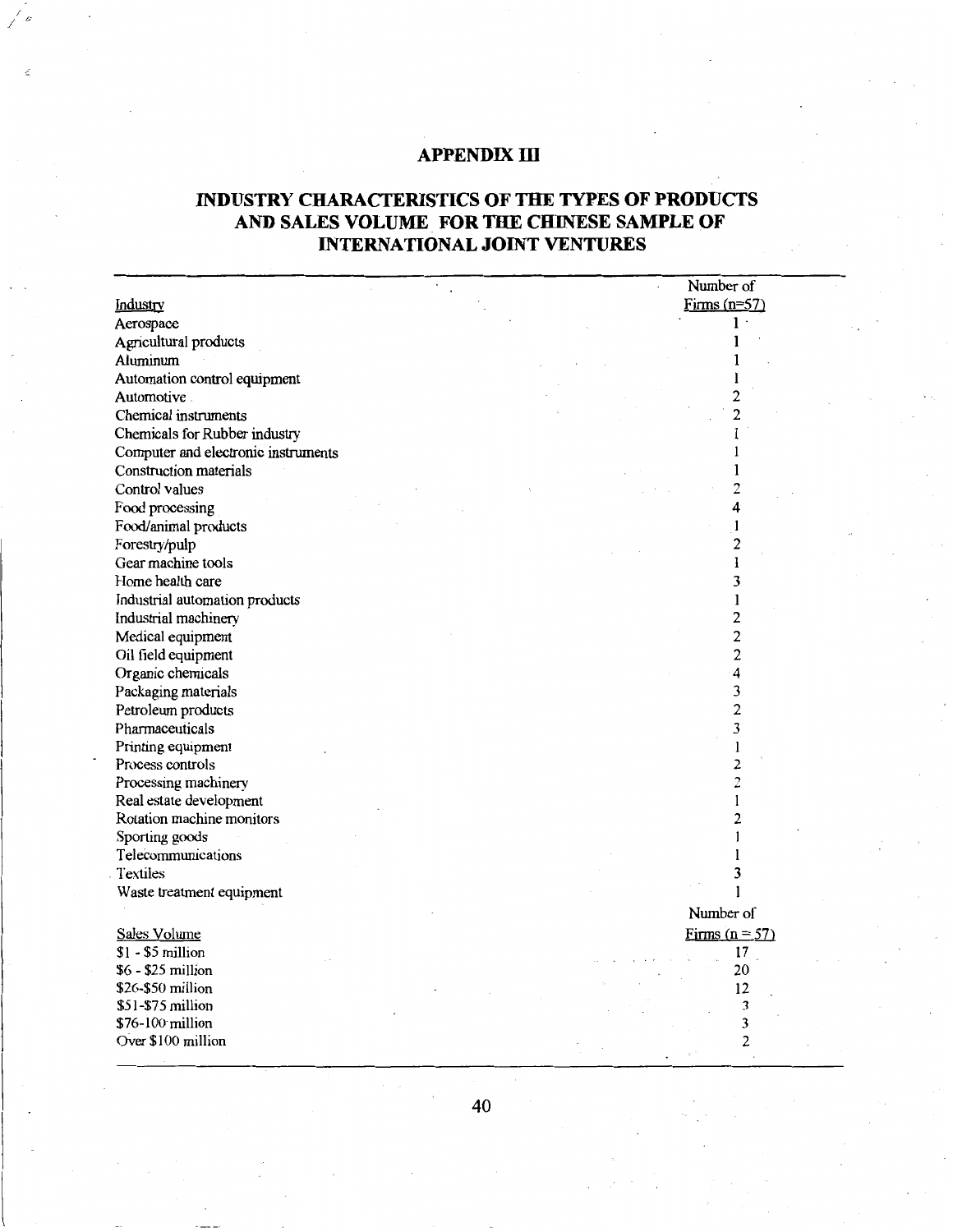# APPENDIX III

## INDUSTRY CHARACTERISTICS OF THE TYPES OF PRODUCTS AND SALES VOLUME FOR THE CHINESE SAMPLE OF INTERNATIONAL JOINT VENTURES

| Industry | Number of Firms (n=57) |
|---|---|
| Aerospace | 1 |
| Agricultural products | 1 |
| Aluminum | 1 |
| Automation control equipment | 1 |
| Automotive | 2 |
| Chemical instruments | 2 |
| Chemicals for Rubber industry | 1 |
| Computer and electronic instruments | 1 |
| Construction materials | 1 |
| Control values | 2 |
| Food processing | 4 |
| Food/animal products | 1 |
| Forestry/pulp | 2 |
| Gear machine tools | 1 |
| Home health care | 3 |
| Industrial automation products | 1 |
| Industrial machinery | 2 |
| Medical equipment | 2 |
| Oil field equipment | 2 |
| Organic chemicals | 4 |
| Packaging materials | 3 |
| Petroleum products | 2 |
| Pharmaceuticals | 3 |
| Printing equipment | 1 |
| Process controls | 2 |
| Processing machinery | 2 |
| Real estate development | 1 |
| Rotation machine monitors | 2 |
| Sporting goods | 1 |
| Telecommunications | 1 |
| Textiles | 3 |
| Waste treatment equipment | 1 |
| **Sales Volume** | **Number of Firms (n = 57)** |
| $1 - $5 million | 17 |
| $6 - $25 million | 20 |
| $26-$50 million | 12 |
| $51-$75 million | 3 |
| $76-100 million | 3 |
| Over $100 million | 2 |